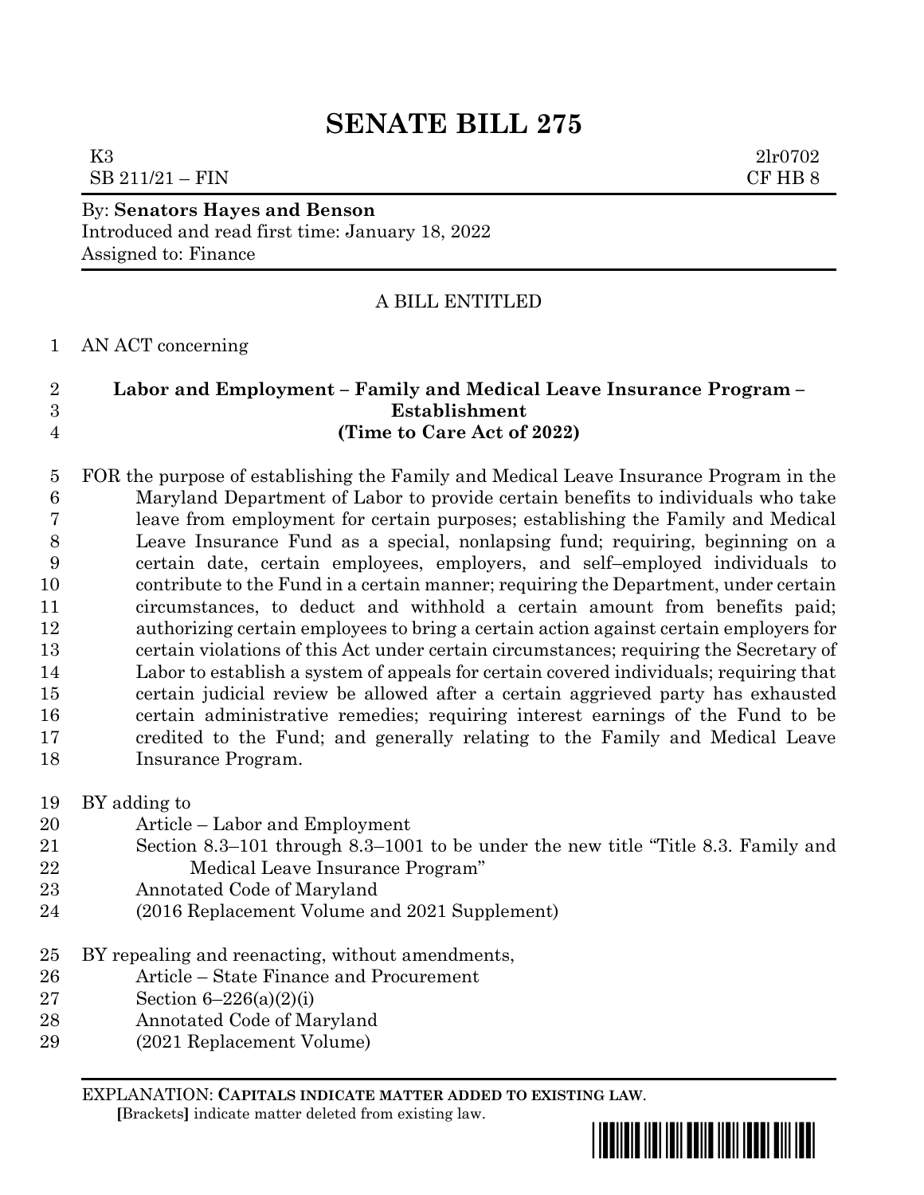# SENATE BILL 275

K3 2lr0702
SB 211/21 – FIN CF HB 8

By: **Senators Hayes and Benson**
Introduced and read first time: January 18, 2022
Assigned to: Finance

A BILL ENTITLED

1 AN ACT concerning

2 **Labor and Employment – Family and Medical Leave Insurance Program –**
3 **Establishment**
4 **(Time to Care Act of 2022)**

5 FOR the purpose of establishing the Family and Medical Leave Insurance Program in the
6 Maryland Department of Labor to provide certain benefits to individuals who take
7 leave from employment for certain purposes; establishing the Family and Medical
8 Leave Insurance Fund as a special, nonlapsing fund; requiring, beginning on a
9 certain date, certain employees, employers, and self–employed individuals to
10 contribute to the Fund in a certain manner; requiring the Department, under certain
11 circumstances, to deduct and withhold a certain amount from benefits paid;
12 authorizing certain employees to bring a certain action against certain employers for
13 certain violations of this Act under certain circumstances; requiring the Secretary of
14 Labor to establish a system of appeals for certain covered individuals; requiring that
15 certain judicial review be allowed after a certain aggrieved party has exhausted
16 certain administrative remedies; requiring interest earnings of the Fund to be
17 credited to the Fund; and generally relating to the Family and Medical Leave
18 Insurance Program.

19 BY adding to
20 Article – Labor and Employment
21 Section 8.3–101 through 8.3–1001 to be under the new title "Title 8.3. Family and
22 Medical Leave Insurance Program"
23 Annotated Code of Maryland
24 (2016 Replacement Volume and 2021 Supplement)

25 BY repealing and reenacting, without amendments,
26 Article – State Finance and Procurement
27 Section 6–226(a)(2)(i)
28 Annotated Code of Maryland
29 (2021 Replacement Volume)

EXPLANATION: **CAPITALS INDICATE MATTER ADDED TO EXISTING LAW**.
**[**Brackets**]** indicate matter deleted from existing law.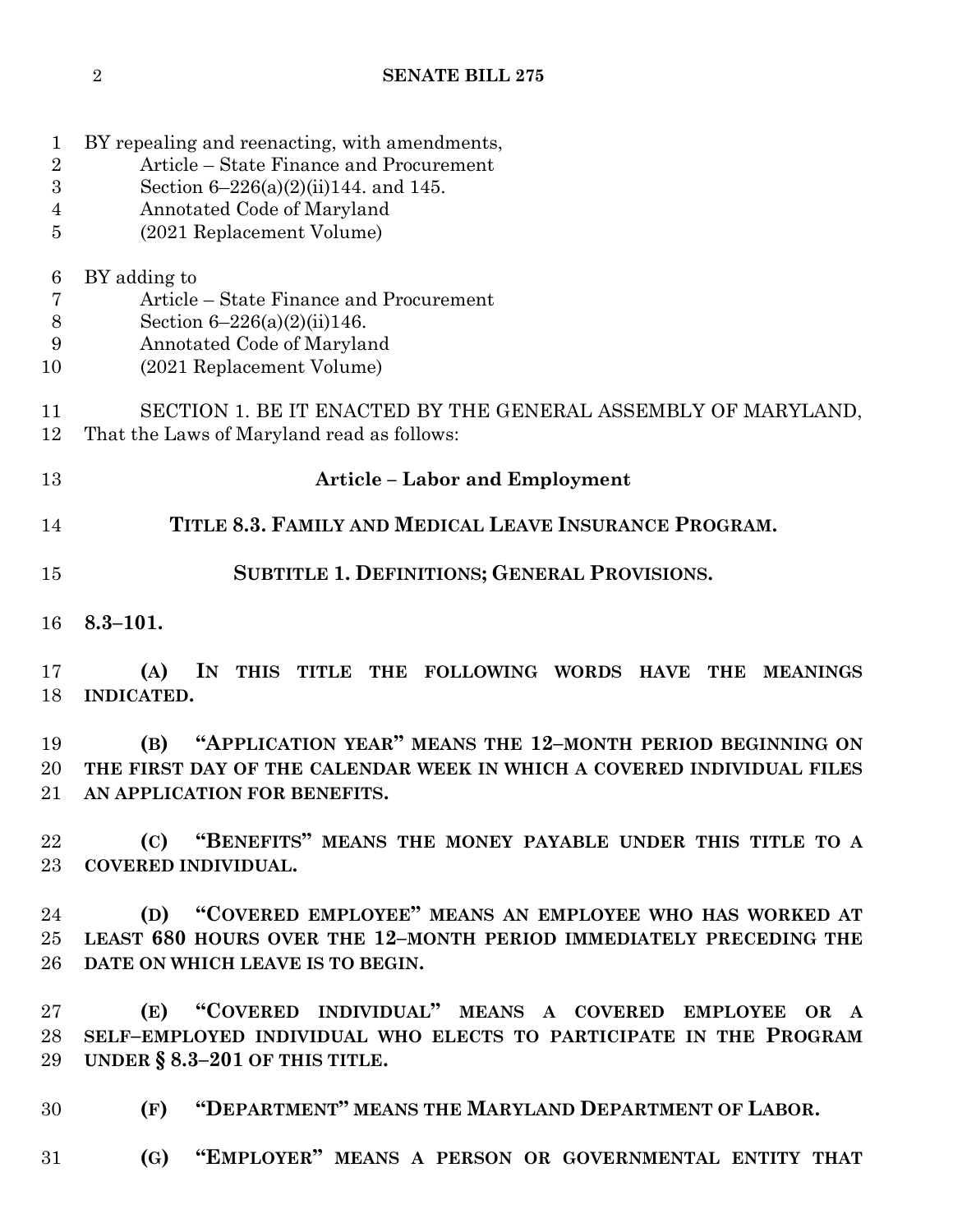BY repealing and reenacting, with amendments,
Article – State Finance and Procurement
Section 6–226(a)(2)(ii)144. and 145.
Annotated Code of Maryland
(2021 Replacement Volume)

BY adding to
Article – State Finance and Procurement
Section 6–226(a)(2)(ii)146.
Annotated Code of Maryland
(2021 Replacement Volume)

SECTION 1. BE IT ENACTED BY THE GENERAL ASSEMBLY OF MARYLAND, That the Laws of Maryland read as follows:

**Article – Labor and Employment**

**TITLE 8.3. FAMILY AND MEDICAL LEAVE INSURANCE PROGRAM.**

**SUBTITLE 1. DEFINITIONS; GENERAL PROVISIONS.**

**8.3–101.**

**(A) IN THIS TITLE THE FOLLOWING WORDS HAVE THE MEANINGS INDICATED.**

**(B) "APPLICATION YEAR" MEANS THE 12–MONTH PERIOD BEGINNING ON THE FIRST DAY OF THE CALENDAR WEEK IN WHICH A COVERED INDIVIDUAL FILES AN APPLICATION FOR BENEFITS.**

**(C) "BENEFITS" MEANS THE MONEY PAYABLE UNDER THIS TITLE TO A COVERED INDIVIDUAL.**

**(D) "COVERED EMPLOYEE" MEANS AN EMPLOYEE WHO HAS WORKED AT LEAST 680 HOURS OVER THE 12–MONTH PERIOD IMMEDIATELY PRECEDING THE DATE ON WHICH LEAVE IS TO BEGIN.**

**(E) "COVERED INDIVIDUAL" MEANS A COVERED EMPLOYEE OR A SELF–EMPLOYED INDIVIDUAL WHO ELECTS TO PARTICIPATE IN THE PROGRAM UNDER § 8.3–201 OF THIS TITLE.**

**(F) "DEPARTMENT" MEANS THE MARYLAND DEPARTMENT OF LABOR.**

**(G) "EMPLOYER" MEANS A PERSON OR GOVERNMENTAL ENTITY THAT**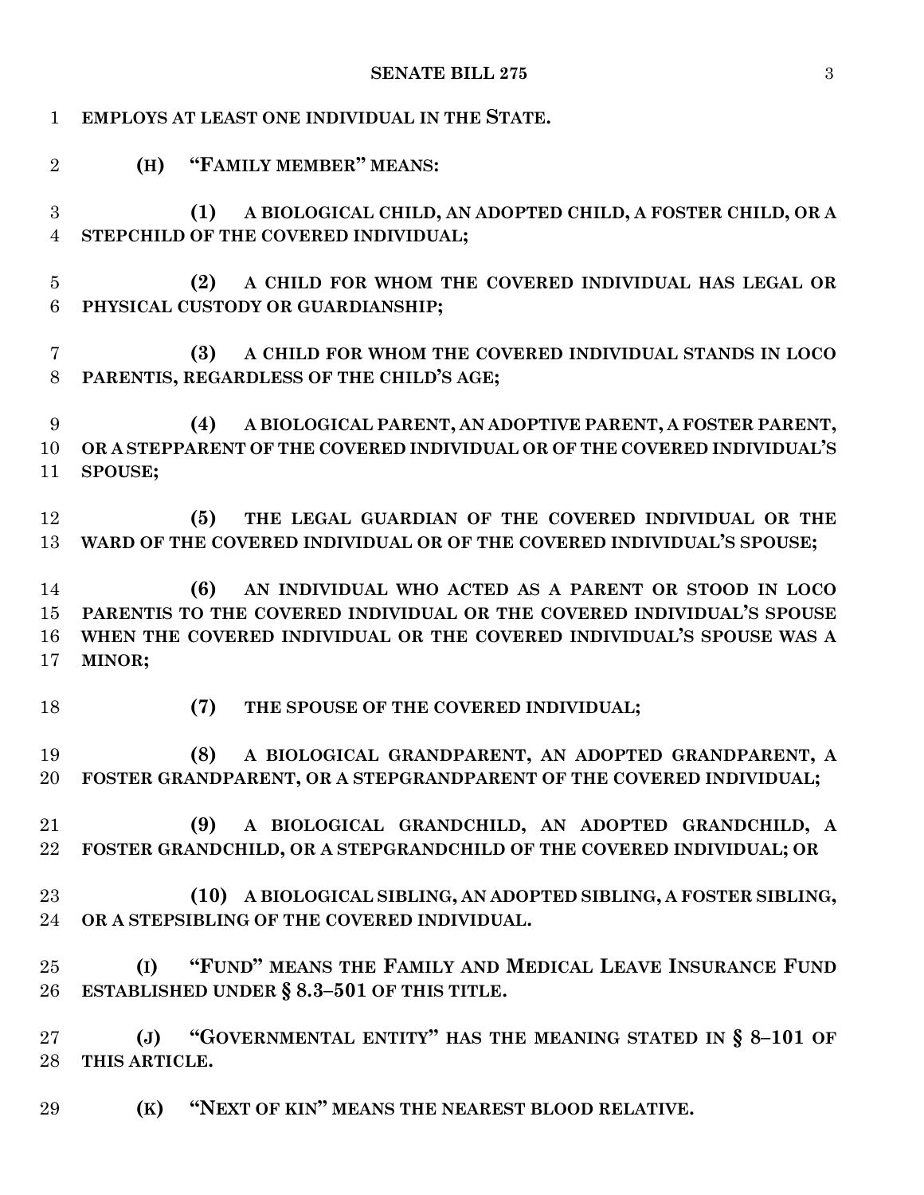**EMPLOYS AT LEAST ONE INDIVIDUAL IN THE STATE.**

**(H) "FAMILY MEMBER" MEANS:**

**(1) A BIOLOGICAL CHILD, AN ADOPTED CHILD, A FOSTER CHILD, OR A STEPCHILD OF THE COVERED INDIVIDUAL;**

**(2) A CHILD FOR WHOM THE COVERED INDIVIDUAL HAS LEGAL OR PHYSICAL CUSTODY OR GUARDIANSHIP;**

**(3) A CHILD FOR WHOM THE COVERED INDIVIDUAL STANDS IN LOCO PARENTIS, REGARDLESS OF THE CHILD'S AGE;**

**(4) A BIOLOGICAL PARENT, AN ADOPTIVE PARENT, A FOSTER PARENT, OR A STEPPARENT OF THE COVERED INDIVIDUAL OR OF THE COVERED INDIVIDUAL'S SPOUSE;**

**(5) THE LEGAL GUARDIAN OF THE COVERED INDIVIDUAL OR THE WARD OF THE COVERED INDIVIDUAL OR OF THE COVERED INDIVIDUAL'S SPOUSE;**

**(6) AN INDIVIDUAL WHO ACTED AS A PARENT OR STOOD IN LOCO PARENTIS TO THE COVERED INDIVIDUAL OR THE COVERED INDIVIDUAL'S SPOUSE WHEN THE COVERED INDIVIDUAL OR THE COVERED INDIVIDUAL'S SPOUSE WAS A MINOR;**

**(7) THE SPOUSE OF THE COVERED INDIVIDUAL;**

**(8) A BIOLOGICAL GRANDPARENT, AN ADOPTED GRANDPARENT, A FOSTER GRANDPARENT, OR A STEPGRANDPARENT OF THE COVERED INDIVIDUAL;**

**(9) A BIOLOGICAL GRANDCHILD, AN ADOPTED GRANDCHILD, A FOSTER GRANDCHILD, OR A STEPGRANDCHILD OF THE COVERED INDIVIDUAL; OR**

**(10) A BIOLOGICAL SIBLING, AN ADOPTED SIBLING, A FOSTER SIBLING, OR A STEPSIBLING OF THE COVERED INDIVIDUAL.**

**(I) "FUND" MEANS THE FAMILY AND MEDICAL LEAVE INSURANCE FUND ESTABLISHED UNDER § 8.3–501 OF THIS TITLE.**

**(J) "GOVERNMENTAL ENTITY" HAS THE MEANING STATED IN § 8–101 OF THIS ARTICLE.**

**(K) "NEXT OF KIN" MEANS THE NEAREST BLOOD RELATIVE.**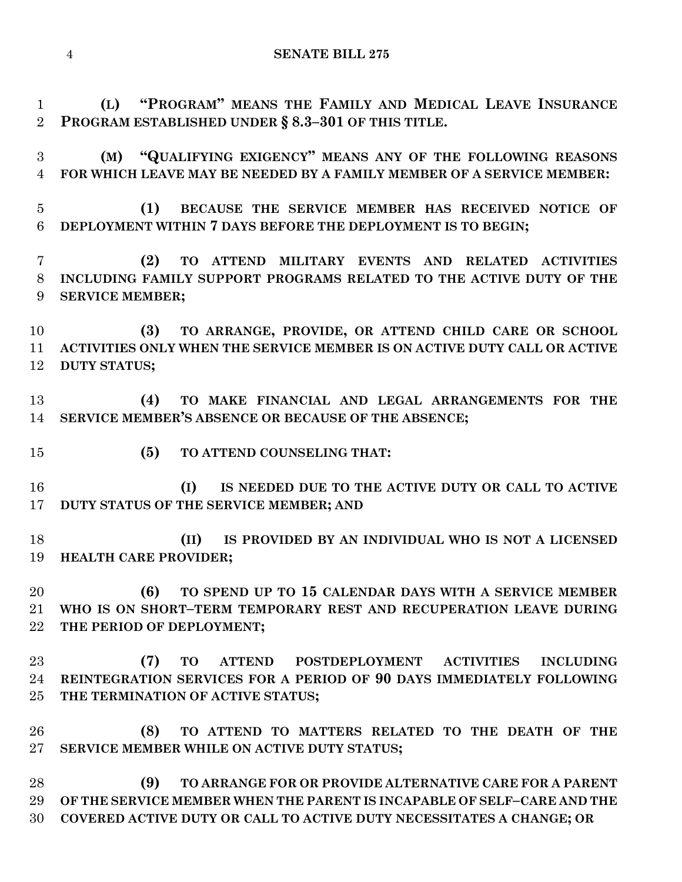**(L) "PROGRAM" MEANS THE FAMILY AND MEDICAL LEAVE INSURANCE PROGRAM ESTABLISHED UNDER § 8.3–301 OF THIS TITLE.**

**(M) "QUALIFYING EXIGENCY" MEANS ANY OF THE FOLLOWING REASONS FOR WHICH LEAVE MAY BE NEEDED BY A FAMILY MEMBER OF A SERVICE MEMBER:**

**(1) BECAUSE THE SERVICE MEMBER HAS RECEIVED NOTICE OF DEPLOYMENT WITHIN 7 DAYS BEFORE THE DEPLOYMENT IS TO BEGIN;**

**(2) TO ATTEND MILITARY EVENTS AND RELATED ACTIVITIES INCLUDING FAMILY SUPPORT PROGRAMS RELATED TO THE ACTIVE DUTY OF THE SERVICE MEMBER;**

**(3) TO ARRANGE, PROVIDE, OR ATTEND CHILD CARE OR SCHOOL ACTIVITIES ONLY WHEN THE SERVICE MEMBER IS ON ACTIVE DUTY CALL OR ACTIVE DUTY STATUS;**

**(4) TO MAKE FINANCIAL AND LEGAL ARRANGEMENTS FOR THE SERVICE MEMBER'S ABSENCE OR BECAUSE OF THE ABSENCE;**

**(5) TO ATTEND COUNSELING THAT:**

**(I) IS NEEDED DUE TO THE ACTIVE DUTY OR CALL TO ACTIVE DUTY STATUS OF THE SERVICE MEMBER; AND**

**(II) IS PROVIDED BY AN INDIVIDUAL WHO IS NOT A LICENSED HEALTH CARE PROVIDER;**

**(6) TO SPEND UP TO 15 CALENDAR DAYS WITH A SERVICE MEMBER WHO IS ON SHORT–TERM TEMPORARY REST AND RECUPERATION LEAVE DURING THE PERIOD OF DEPLOYMENT;**

**(7) TO ATTEND POSTDEPLOYMENT ACTIVITIES INCLUDING REINTEGRATION SERVICES FOR A PERIOD OF 90 DAYS IMMEDIATELY FOLLOWING THE TERMINATION OF ACTIVE STATUS;**

**(8) TO ATTEND TO MATTERS RELATED TO THE DEATH OF THE SERVICE MEMBER WHILE ON ACTIVE DUTY STATUS;**

**(9) TO ARRANGE FOR OR PROVIDE ALTERNATIVE CARE FOR A PARENT OF THE SERVICE MEMBER WHEN THE PARENT IS INCAPABLE OF SELF–CARE AND THE COVERED ACTIVE DUTY OR CALL TO ACTIVE DUTY NECESSITATES A CHANGE; OR**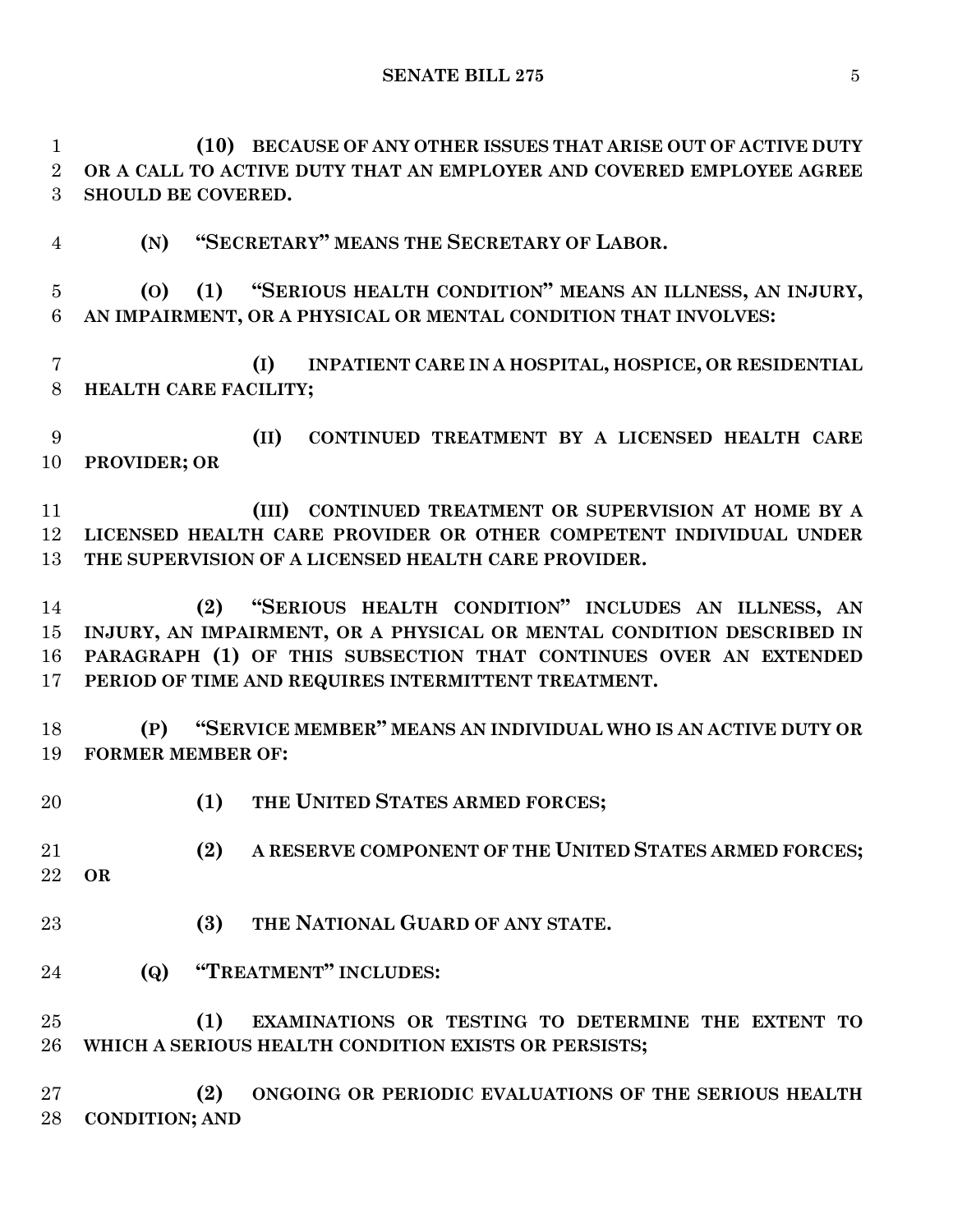**(10) BECAUSE OF ANY OTHER ISSUES THAT ARISE OUT OF ACTIVE DUTY OR A CALL TO ACTIVE DUTY THAT AN EMPLOYER AND COVERED EMPLOYEE AGREE SHOULD BE COVERED.**

**(N) "SECRETARY" MEANS THE SECRETARY OF LABOR.**

**(O) (1) "SERIOUS HEALTH CONDITION" MEANS AN ILLNESS, AN INJURY, AN IMPAIRMENT, OR A PHYSICAL OR MENTAL CONDITION THAT INVOLVES:**

**(I) INPATIENT CARE IN A HOSPITAL, HOSPICE, OR RESIDENTIAL HEALTH CARE FACILITY;**

**(II) CONTINUED TREATMENT BY A LICENSED HEALTH CARE PROVIDER; OR**

**(III) CONTINUED TREATMENT OR SUPERVISION AT HOME BY A LICENSED HEALTH CARE PROVIDER OR OTHER COMPETENT INDIVIDUAL UNDER THE SUPERVISION OF A LICENSED HEALTH CARE PROVIDER.**

**(2) "SERIOUS HEALTH CONDITION" INCLUDES AN ILLNESS, AN INJURY, AN IMPAIRMENT, OR A PHYSICAL OR MENTAL CONDITION DESCRIBED IN PARAGRAPH (1) OF THIS SUBSECTION THAT CONTINUES OVER AN EXTENDED PERIOD OF TIME AND REQUIRES INTERMITTENT TREATMENT.**

**(P) "SERVICE MEMBER" MEANS AN INDIVIDUAL WHO IS AN ACTIVE DUTY OR FORMER MEMBER OF:**

**(1) THE UNITED STATES ARMED FORCES;**

**(2) A RESERVE COMPONENT OF THE UNITED STATES ARMED FORCES; OR**

**(3) THE NATIONAL GUARD OF ANY STATE.**

**(Q) "TREATMENT" INCLUDES:**

**(1) EXAMINATIONS OR TESTING TO DETERMINE THE EXTENT TO WHICH A SERIOUS HEALTH CONDITION EXISTS OR PERSISTS;**

**(2) ONGOING OR PERIODIC EVALUATIONS OF THE SERIOUS HEALTH CONDITION; AND**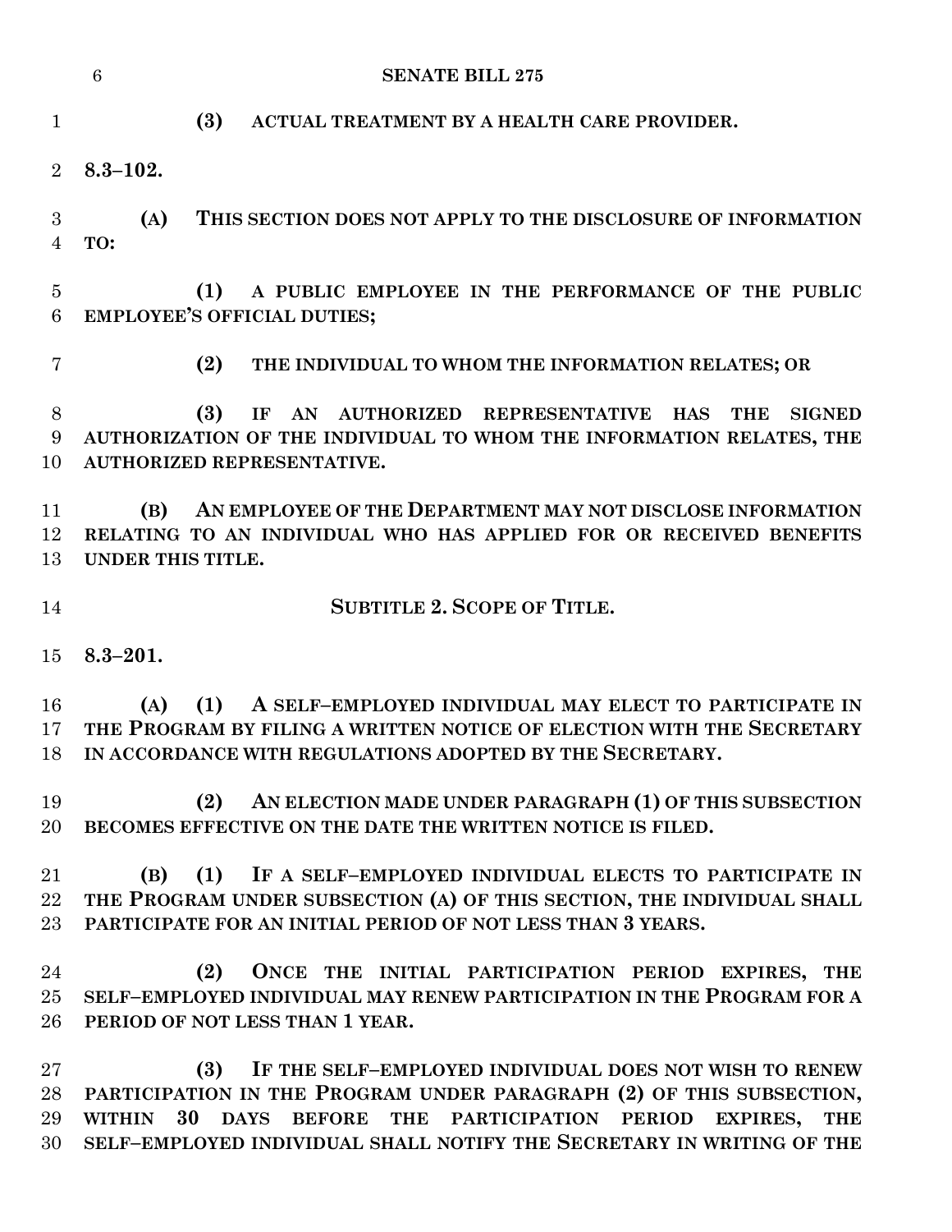**(3) ACTUAL TREATMENT BY A HEALTH CARE PROVIDER.**

**8.3–102.**

**(A) THIS SECTION DOES NOT APPLY TO THE DISCLOSURE OF INFORMATION TO:**

**(1) A PUBLIC EMPLOYEE IN THE PERFORMANCE OF THE PUBLIC EMPLOYEE'S OFFICIAL DUTIES;**

**(2) THE INDIVIDUAL TO WHOM THE INFORMATION RELATES; OR**

**(3) IF AN AUTHORIZED REPRESENTATIVE HAS THE SIGNED AUTHORIZATION OF THE INDIVIDUAL TO WHOM THE INFORMATION RELATES, THE AUTHORIZED REPRESENTATIVE.**

**(B) AN EMPLOYEE OF THE DEPARTMENT MAY NOT DISCLOSE INFORMATION RELATING TO AN INDIVIDUAL WHO HAS APPLIED FOR OR RECEIVED BENEFITS UNDER THIS TITLE.**

**SUBTITLE 2. SCOPE OF TITLE.**

**8.3–201.**

**(A) (1) A SELF–EMPLOYED INDIVIDUAL MAY ELECT TO PARTICIPATE IN THE PROGRAM BY FILING A WRITTEN NOTICE OF ELECTION WITH THE SECRETARY IN ACCORDANCE WITH REGULATIONS ADOPTED BY THE SECRETARY.**

**(2) AN ELECTION MADE UNDER PARAGRAPH (1) OF THIS SUBSECTION BECOMES EFFECTIVE ON THE DATE THE WRITTEN NOTICE IS FILED.**

**(B) (1) IF A SELF–EMPLOYED INDIVIDUAL ELECTS TO PARTICIPATE IN THE PROGRAM UNDER SUBSECTION (A) OF THIS SECTION, THE INDIVIDUAL SHALL PARTICIPATE FOR AN INITIAL PERIOD OF NOT LESS THAN 3 YEARS.**

**(2) ONCE THE INITIAL PARTICIPATION PERIOD EXPIRES, THE SELF–EMPLOYED INDIVIDUAL MAY RENEW PARTICIPATION IN THE PROGRAM FOR A PERIOD OF NOT LESS THAN 1 YEAR.**

**(3) IF THE SELF–EMPLOYED INDIVIDUAL DOES NOT WISH TO RENEW PARTICIPATION IN THE PROGRAM UNDER PARAGRAPH (2) OF THIS SUBSECTION, WITHIN 30 DAYS BEFORE THE PARTICIPATION PERIOD EXPIRES, THE SELF–EMPLOYED INDIVIDUAL SHALL NOTIFY THE SECRETARY IN WRITING OF THE**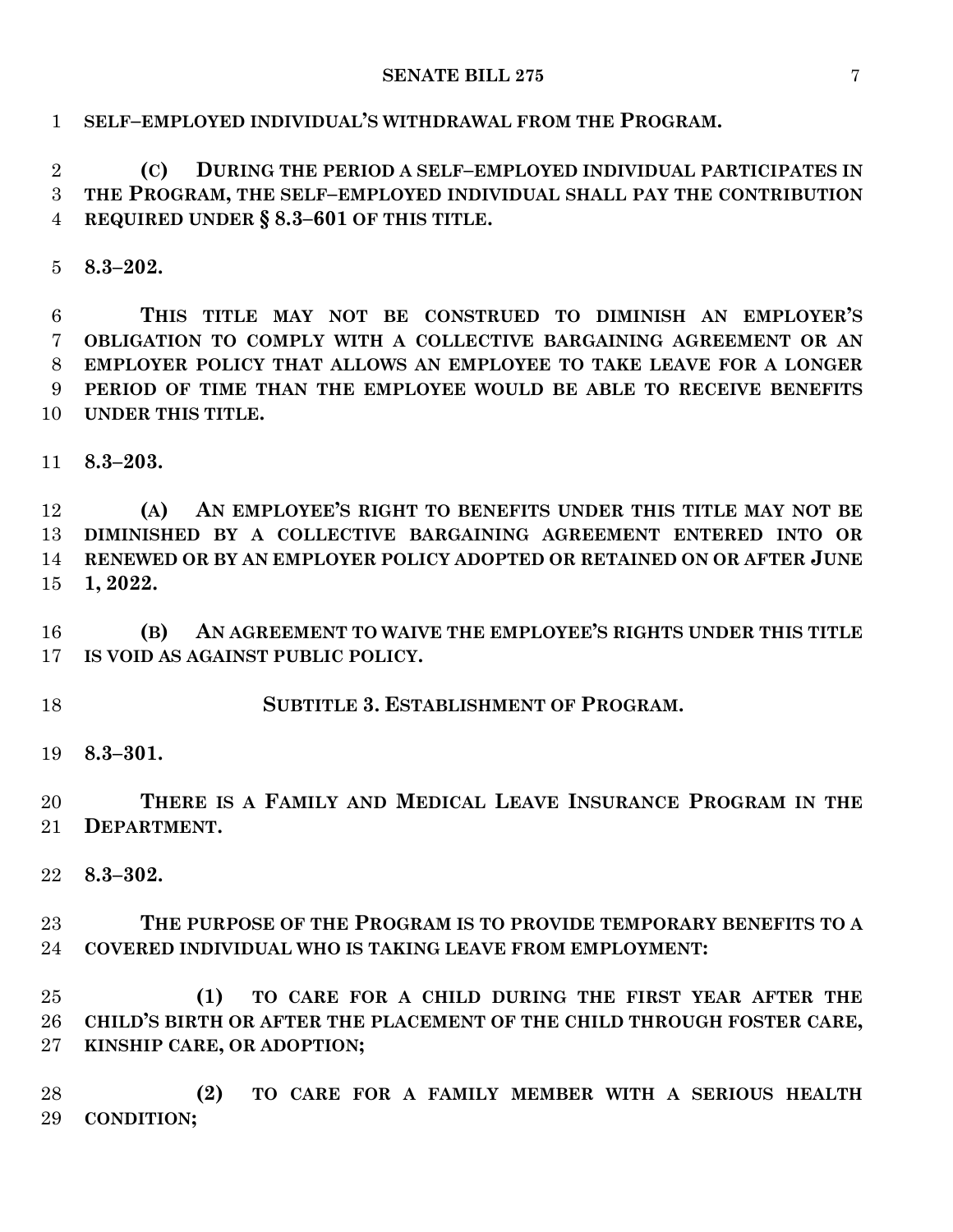**SELF–EMPLOYED INDIVIDUAL'S WITHDRAWAL FROM THE PROGRAM.**

**(C) DURING THE PERIOD A SELF–EMPLOYED INDIVIDUAL PARTICIPATES IN THE PROGRAM, THE SELF–EMPLOYED INDIVIDUAL SHALL PAY THE CONTRIBUTION REQUIRED UNDER § 8.3–601 OF THIS TITLE.**

**8.3–202.**

**THIS TITLE MAY NOT BE CONSTRUED TO DIMINISH AN EMPLOYER'S OBLIGATION TO COMPLY WITH A COLLECTIVE BARGAINING AGREEMENT OR AN EMPLOYER POLICY THAT ALLOWS AN EMPLOYEE TO TAKE LEAVE FOR A LONGER PERIOD OF TIME THAN THE EMPLOYEE WOULD BE ABLE TO RECEIVE BENEFITS UNDER THIS TITLE.**

**8.3–203.**

**(A) AN EMPLOYEE'S RIGHT TO BENEFITS UNDER THIS TITLE MAY NOT BE DIMINISHED BY A COLLECTIVE BARGAINING AGREEMENT ENTERED INTO OR RENEWED OR BY AN EMPLOYER POLICY ADOPTED OR RETAINED ON OR AFTER JUNE 1, 2022.**

**(B) AN AGREEMENT TO WAIVE THE EMPLOYEE'S RIGHTS UNDER THIS TITLE IS VOID AS AGAINST PUBLIC POLICY.**

**SUBTITLE 3. ESTABLISHMENT OF PROGRAM.**

**8.3–301.**

**THERE IS A FAMILY AND MEDICAL LEAVE INSURANCE PROGRAM IN THE DEPARTMENT.**

**8.3–302.**

**THE PURPOSE OF THE PROGRAM IS TO PROVIDE TEMPORARY BENEFITS TO A COVERED INDIVIDUAL WHO IS TAKING LEAVE FROM EMPLOYMENT:**

**(1) TO CARE FOR A CHILD DURING THE FIRST YEAR AFTER THE CHILD'S BIRTH OR AFTER THE PLACEMENT OF THE CHILD THROUGH FOSTER CARE, KINSHIP CARE, OR ADOPTION;**

**(2) TO CARE FOR A FAMILY MEMBER WITH A SERIOUS HEALTH CONDITION;**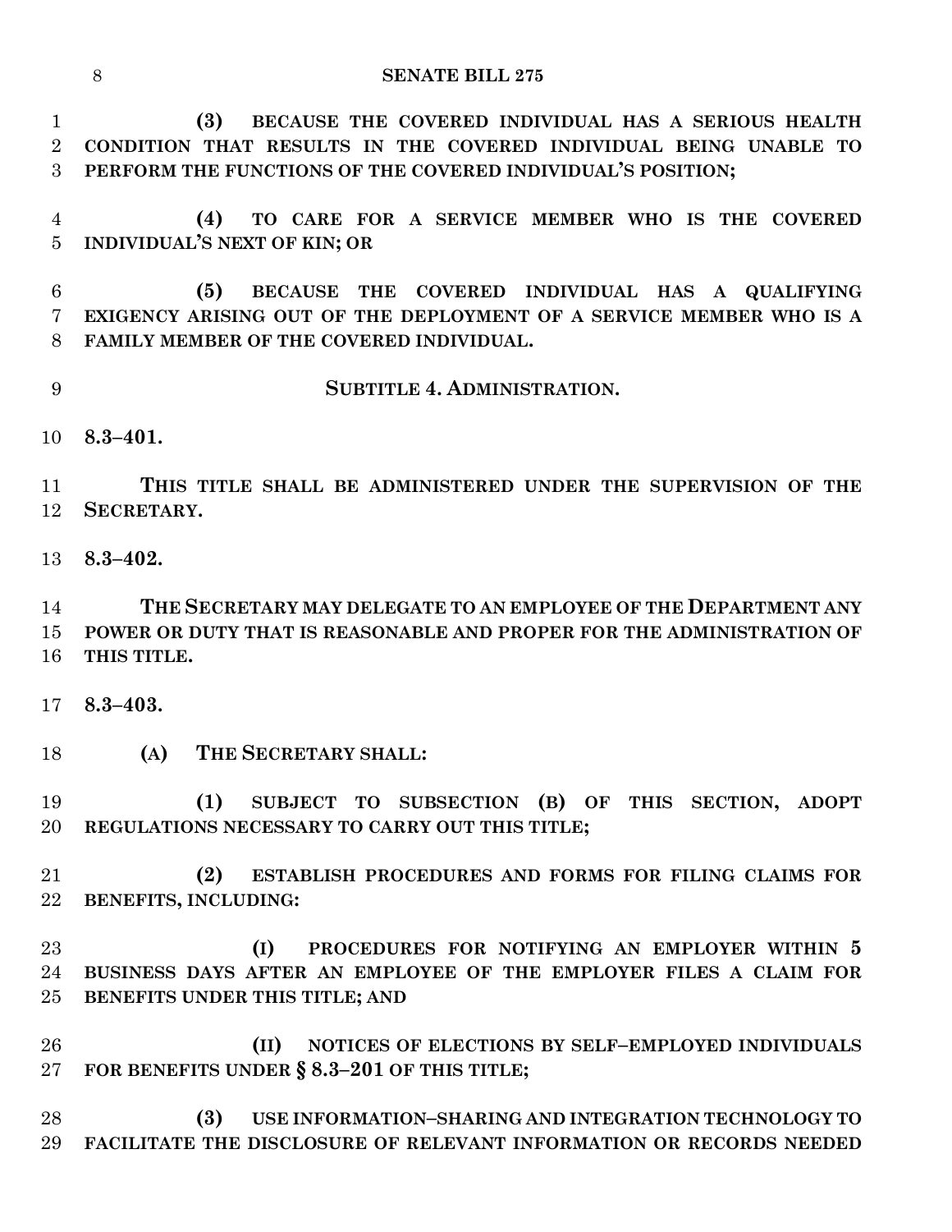**(3) BECAUSE THE COVERED INDIVIDUAL HAS A SERIOUS HEALTH CONDITION THAT RESULTS IN THE COVERED INDIVIDUAL BEING UNABLE TO PERFORM THE FUNCTIONS OF THE COVERED INDIVIDUAL'S POSITION;**

**(4) TO CARE FOR A SERVICE MEMBER WHO IS THE COVERED INDIVIDUAL'S NEXT OF KIN; OR**

**(5) BECAUSE THE COVERED INDIVIDUAL HAS A QUALIFYING EXIGENCY ARISING OUT OF THE DEPLOYMENT OF A SERVICE MEMBER WHO IS A FAMILY MEMBER OF THE COVERED INDIVIDUAL.**

## SUBTITLE 4. ADMINISTRATION.

**8.3–401.**

**THIS TITLE SHALL BE ADMINISTERED UNDER THE SUPERVISION OF THE SECRETARY.**

**8.3–402.**

**THE SECRETARY MAY DELEGATE TO AN EMPLOYEE OF THE DEPARTMENT ANY POWER OR DUTY THAT IS REASONABLE AND PROPER FOR THE ADMINISTRATION OF THIS TITLE.**

**8.3–403.**

**(A) THE SECRETARY SHALL:**

**(1) SUBJECT TO SUBSECTION (B) OF THIS SECTION, ADOPT REGULATIONS NECESSARY TO CARRY OUT THIS TITLE;**

**(2) ESTABLISH PROCEDURES AND FORMS FOR FILING CLAIMS FOR BENEFITS, INCLUDING:**

**(I) PROCEDURES FOR NOTIFYING AN EMPLOYER WITHIN 5 BUSINESS DAYS AFTER AN EMPLOYEE OF THE EMPLOYER FILES A CLAIM FOR BENEFITS UNDER THIS TITLE; AND**

**(II) NOTICES OF ELECTIONS BY SELF–EMPLOYED INDIVIDUALS FOR BENEFITS UNDER § 8.3–201 OF THIS TITLE;**

**(3) USE INFORMATION–SHARING AND INTEGRATION TECHNOLOGY TO FACILITATE THE DISCLOSURE OF RELEVANT INFORMATION OR RECORDS NEEDED**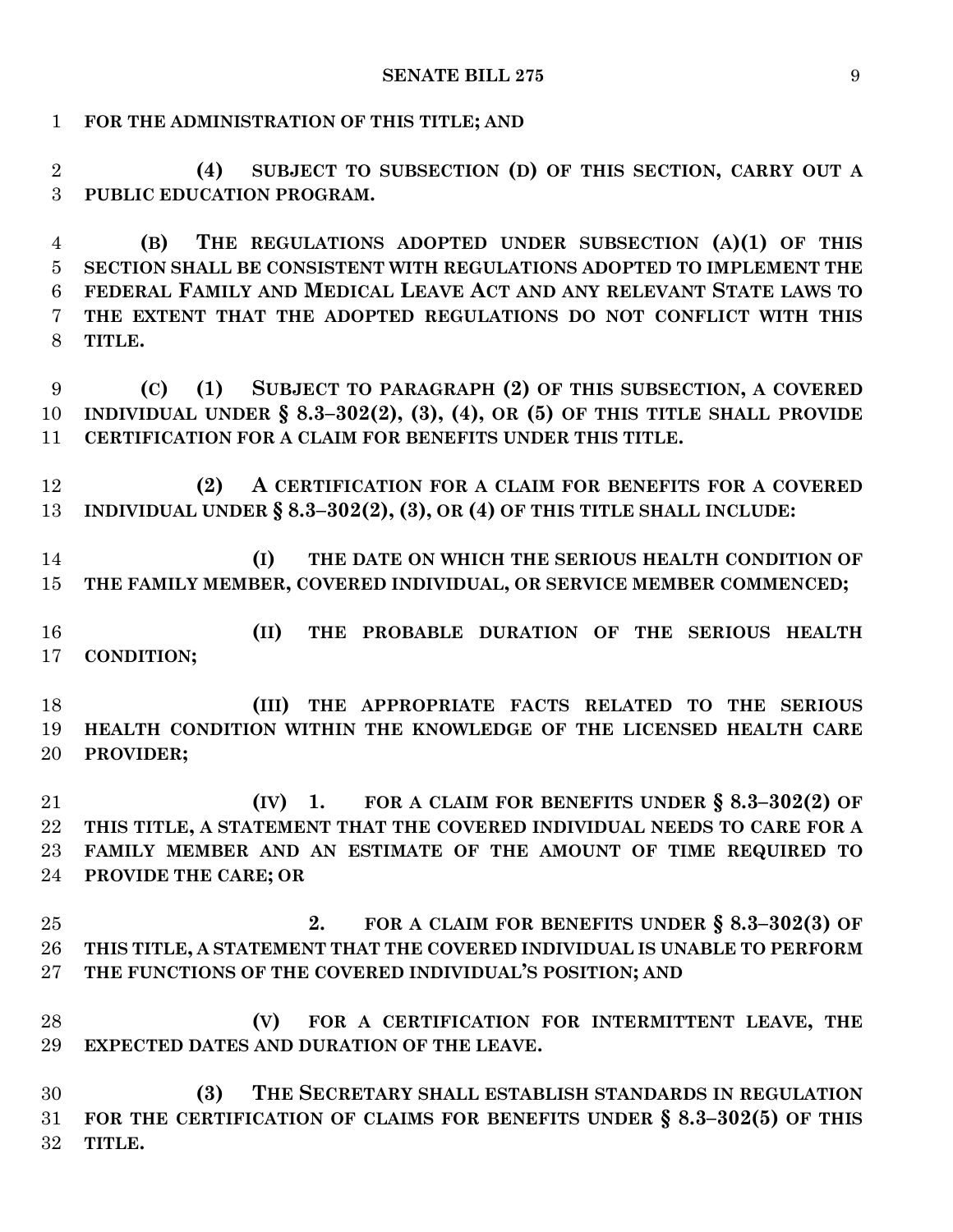**FOR THE ADMINISTRATION OF THIS TITLE; AND**

**(4) SUBJECT TO SUBSECTION (D) OF THIS SECTION, CARRY OUT A PUBLIC EDUCATION PROGRAM.**

**(B) THE REGULATIONS ADOPTED UNDER SUBSECTION (A)(1) OF THIS SECTION SHALL BE CONSISTENT WITH REGULATIONS ADOPTED TO IMPLEMENT THE FEDERAL FAMILY AND MEDICAL LEAVE ACT AND ANY RELEVANT STATE LAWS TO THE EXTENT THAT THE ADOPTED REGULATIONS DO NOT CONFLICT WITH THIS TITLE.**

**(C) (1) SUBJECT TO PARAGRAPH (2) OF THIS SUBSECTION, A COVERED INDIVIDUAL UNDER § 8.3–302(2), (3), (4), OR (5) OF THIS TITLE SHALL PROVIDE CERTIFICATION FOR A CLAIM FOR BENEFITS UNDER THIS TITLE.**

**(2) A CERTIFICATION FOR A CLAIM FOR BENEFITS FOR A COVERED INDIVIDUAL UNDER § 8.3–302(2), (3), OR (4) OF THIS TITLE SHALL INCLUDE:**

**(I) THE DATE ON WHICH THE SERIOUS HEALTH CONDITION OF THE FAMILY MEMBER, COVERED INDIVIDUAL, OR SERVICE MEMBER COMMENCED;**

**(II) THE PROBABLE DURATION OF THE SERIOUS HEALTH CONDITION;**

**(III) THE APPROPRIATE FACTS RELATED TO THE SERIOUS HEALTH CONDITION WITHIN THE KNOWLEDGE OF THE LICENSED HEALTH CARE PROVIDER;**

**(IV) 1. FOR A CLAIM FOR BENEFITS UNDER § 8.3–302(2) OF THIS TITLE, A STATEMENT THAT THE COVERED INDIVIDUAL NEEDS TO CARE FOR A FAMILY MEMBER AND AN ESTIMATE OF THE AMOUNT OF TIME REQUIRED TO PROVIDE THE CARE; OR**

**2. FOR A CLAIM FOR BENEFITS UNDER § 8.3–302(3) OF THIS TITLE, A STATEMENT THAT THE COVERED INDIVIDUAL IS UNABLE TO PERFORM THE FUNCTIONS OF THE COVERED INDIVIDUAL'S POSITION; AND**

**(V) FOR A CERTIFICATION FOR INTERMITTENT LEAVE, THE EXPECTED DATES AND DURATION OF THE LEAVE.**

**(3) THE SECRETARY SHALL ESTABLISH STANDARDS IN REGULATION FOR THE CERTIFICATION OF CLAIMS FOR BENEFITS UNDER § 8.3–302(5) OF THIS TITLE.**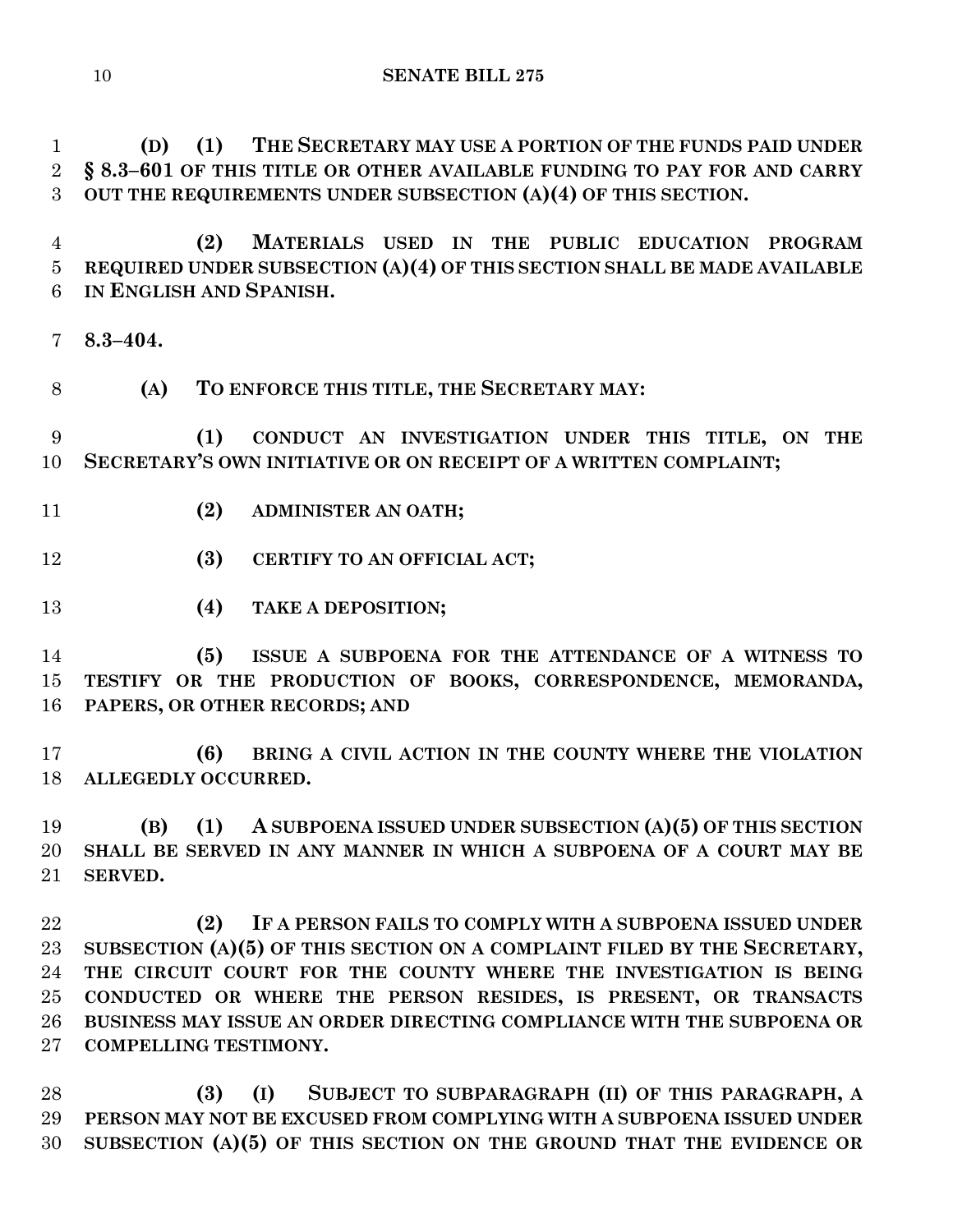**(D) (1) THE SECRETARY MAY USE A PORTION OF THE FUNDS PAID UNDER § 8.3–601 OF THIS TITLE OR OTHER AVAILABLE FUNDING TO PAY FOR AND CARRY OUT THE REQUIREMENTS UNDER SUBSECTION (A)(4) OF THIS SECTION.**

**(2) MATERIALS USED IN THE PUBLIC EDUCATION PROGRAM REQUIRED UNDER SUBSECTION (A)(4) OF THIS SECTION SHALL BE MADE AVAILABLE IN ENGLISH AND SPANISH.**

**8.3–404.**

**(A) TO ENFORCE THIS TITLE, THE SECRETARY MAY:**

**(1) CONDUCT AN INVESTIGATION UNDER THIS TITLE, ON THE SECRETARY'S OWN INITIATIVE OR ON RECEIPT OF A WRITTEN COMPLAINT;**

**(2) ADMINISTER AN OATH;**

**(3) CERTIFY TO AN OFFICIAL ACT;**

**(4) TAKE A DEPOSITION;**

**(5) ISSUE A SUBPOENA FOR THE ATTENDANCE OF A WITNESS TO TESTIFY OR THE PRODUCTION OF BOOKS, CORRESPONDENCE, MEMORANDA, PAPERS, OR OTHER RECORDS; AND**

**(6) BRING A CIVIL ACTION IN THE COUNTY WHERE THE VIOLATION ALLEGEDLY OCCURRED.**

**(B) (1) A SUBPOENA ISSUED UNDER SUBSECTION (A)(5) OF THIS SECTION SHALL BE SERVED IN ANY MANNER IN WHICH A SUBPOENA OF A COURT MAY BE SERVED.**

**(2) IF A PERSON FAILS TO COMPLY WITH A SUBPOENA ISSUED UNDER SUBSECTION (A)(5) OF THIS SECTION ON A COMPLAINT FILED BY THE SECRETARY, THE CIRCUIT COURT FOR THE COUNTY WHERE THE INVESTIGATION IS BEING CONDUCTED OR WHERE THE PERSON RESIDES, IS PRESENT, OR TRANSACTS BUSINESS MAY ISSUE AN ORDER DIRECTING COMPLIANCE WITH THE SUBPOENA OR COMPELLING TESTIMONY.**

**(3) (I) SUBJECT TO SUBPARAGRAPH (II) OF THIS PARAGRAPH, A PERSON MAY NOT BE EXCUSED FROM COMPLYING WITH A SUBPOENA ISSUED UNDER SUBSECTION (A)(5) OF THIS SECTION ON THE GROUND THAT THE EVIDENCE OR**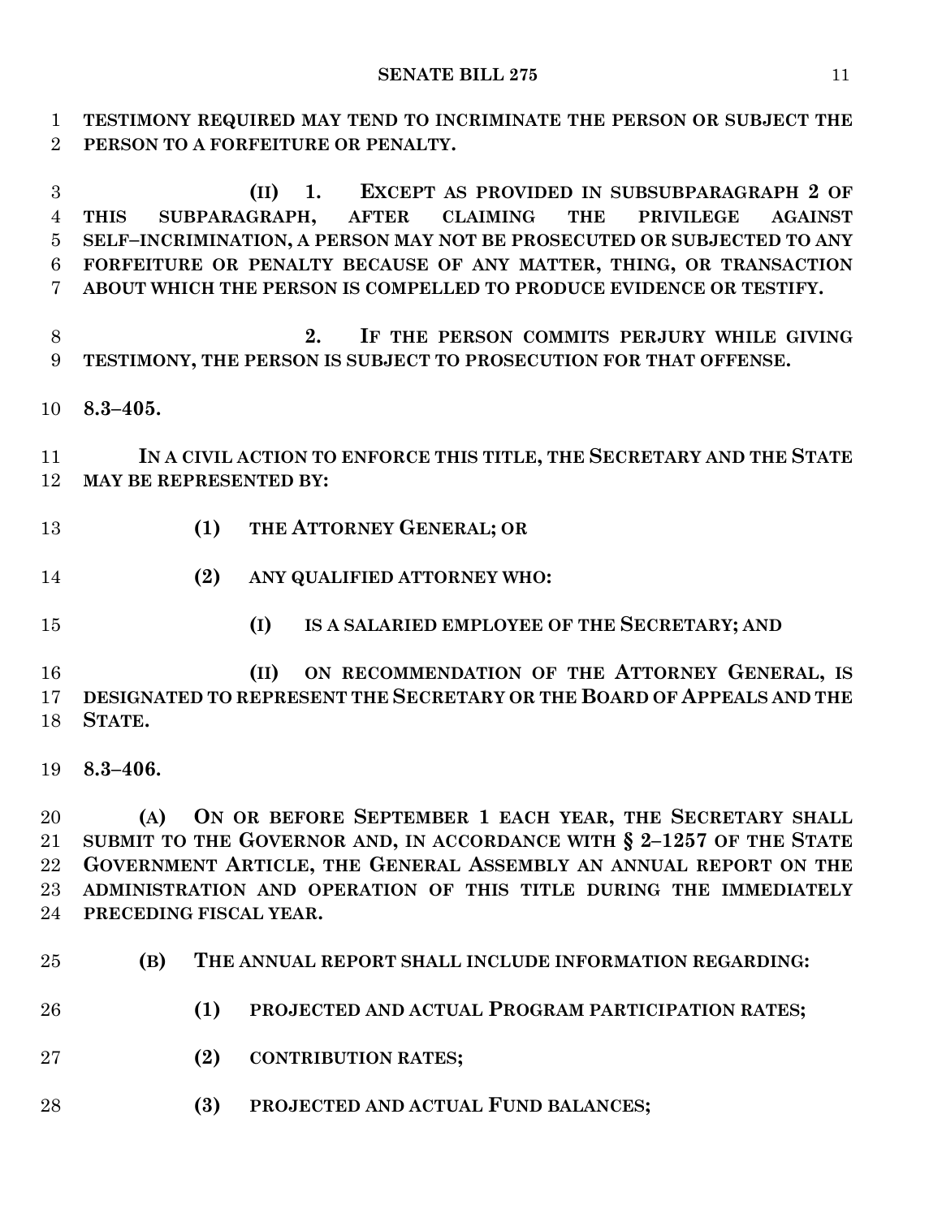**TESTIMONY REQUIRED MAY TEND TO INCRIMINATE THE PERSON OR SUBJECT THE PERSON TO A FORFEITURE OR PENALTY.**

**(II) 1. EXCEPT AS PROVIDED IN SUBSUBPARAGRAPH 2 OF THIS SUBPARAGRAPH, AFTER CLAIMING THE PRIVILEGE AGAINST SELF–INCRIMINATION, A PERSON MAY NOT BE PROSECUTED OR SUBJECTED TO ANY FORFEITURE OR PENALTY BECAUSE OF ANY MATTER, THING, OR TRANSACTION ABOUT WHICH THE PERSON IS COMPELLED TO PRODUCE EVIDENCE OR TESTIFY.**

**2. IF THE PERSON COMMITS PERJURY WHILE GIVING TESTIMONY, THE PERSON IS SUBJECT TO PROSECUTION FOR THAT OFFENSE.**

**8.3–405.**

**IN A CIVIL ACTION TO ENFORCE THIS TITLE, THE SECRETARY AND THE STATE MAY BE REPRESENTED BY:**

**(1) THE ATTORNEY GENERAL; OR**

**(2) ANY QUALIFIED ATTORNEY WHO:**

**(I) IS A SALARIED EMPLOYEE OF THE SECRETARY; AND**

**(II) ON RECOMMENDATION OF THE ATTORNEY GENERAL, IS DESIGNATED TO REPRESENT THE SECRETARY OR THE BOARD OF APPEALS AND THE STATE.**

**8.3–406.**

**(A) ON OR BEFORE SEPTEMBER 1 EACH YEAR, THE SECRETARY SHALL SUBMIT TO THE GOVERNOR AND, IN ACCORDANCE WITH § 2–1257 OF THE STATE GOVERNMENT ARTICLE, THE GENERAL ASSEMBLY AN ANNUAL REPORT ON THE ADMINISTRATION AND OPERATION OF THIS TITLE DURING THE IMMEDIATELY PRECEDING FISCAL YEAR.**

**(B) THE ANNUAL REPORT SHALL INCLUDE INFORMATION REGARDING:**

**(1) PROJECTED AND ACTUAL PROGRAM PARTICIPATION RATES;**

**(2) CONTRIBUTION RATES;**

**(3) PROJECTED AND ACTUAL FUND BALANCES;**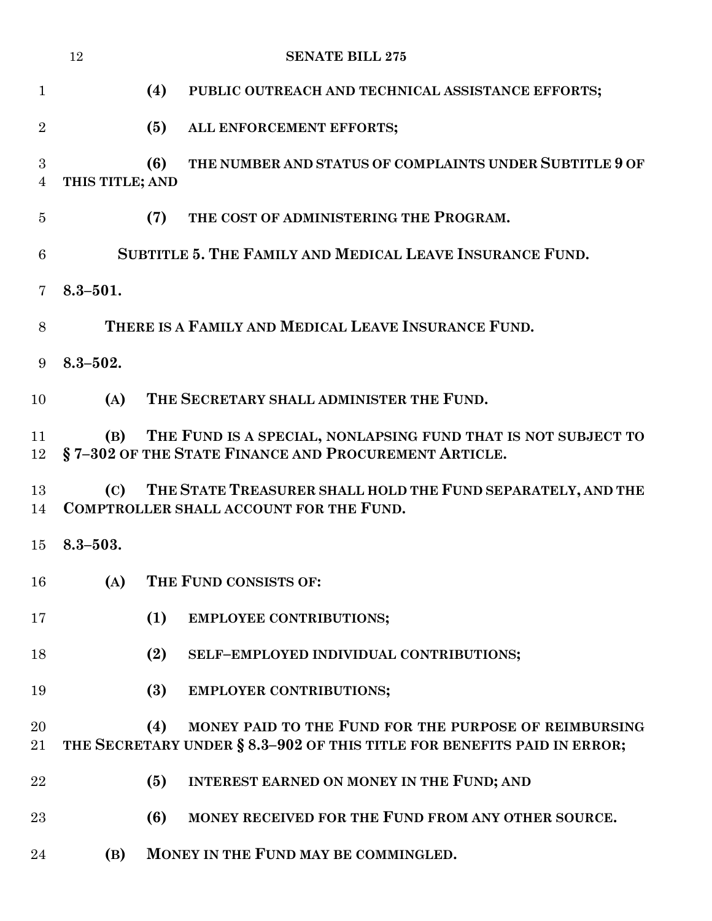(4) PUBLIC OUTREACH AND TECHNICAL ASSISTANCE EFFORTS;

(5) ALL ENFORCEMENT EFFORTS;

(6) THE NUMBER AND STATUS OF COMPLAINTS UNDER SUBTITLE 9 OF THIS TITLE; AND

(7) THE COST OF ADMINISTERING THE PROGRAM.

## SUBTITLE 5. THE FAMILY AND MEDICAL LEAVE INSURANCE FUND.

**8.3–501.**

THERE IS A FAMILY AND MEDICAL LEAVE INSURANCE FUND.

**8.3–502.**

(A) THE SECRETARY SHALL ADMINISTER THE FUND.

(B) THE FUND IS A SPECIAL, NONLAPSING FUND THAT IS NOT SUBJECT TO § 7–302 OF THE STATE FINANCE AND PROCUREMENT ARTICLE.

(C) THE STATE TREASURER SHALL HOLD THE FUND SEPARATELY, AND THE COMPTROLLER SHALL ACCOUNT FOR THE FUND.

**8.3–503.**

(A) THE FUND CONSISTS OF:

(1) EMPLOYEE CONTRIBUTIONS;

(2) SELF–EMPLOYED INDIVIDUAL CONTRIBUTIONS;

(3) EMPLOYER CONTRIBUTIONS;

(4) MONEY PAID TO THE FUND FOR THE PURPOSE OF REIMBURSING THE SECRETARY UNDER § 8.3–902 OF THIS TITLE FOR BENEFITS PAID IN ERROR;

(5) INTEREST EARNED ON MONEY IN THE FUND; AND

(6) MONEY RECEIVED FOR THE FUND FROM ANY OTHER SOURCE.

(B) MONEY IN THE FUND MAY BE COMMINGLED.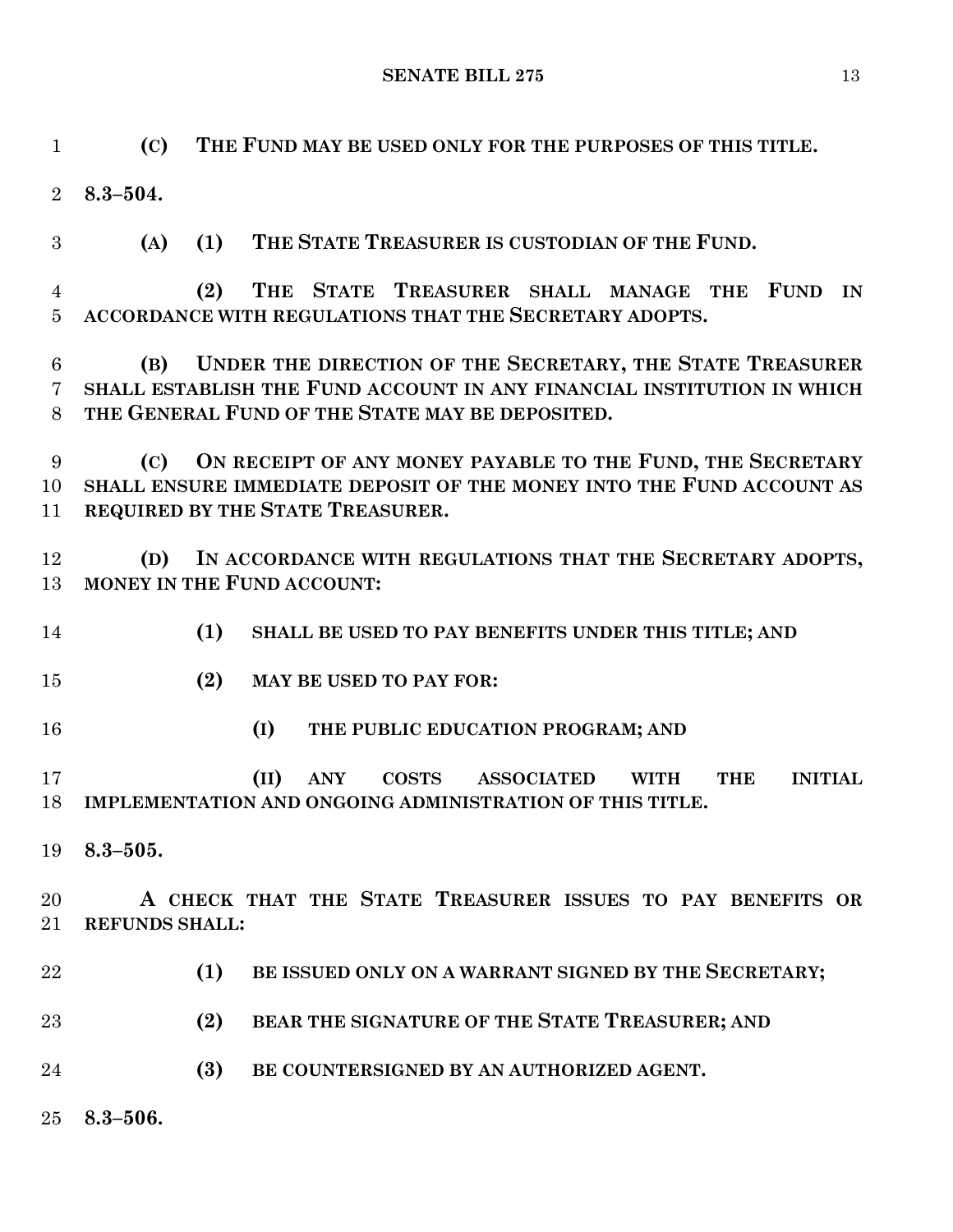**(C) THE FUND MAY BE USED ONLY FOR THE PURPOSES OF THIS TITLE.**

**8.3–504.**

**(A) (1) THE STATE TREASURER IS CUSTODIAN OF THE FUND.**

**(2) THE STATE TREASURER SHALL MANAGE THE FUND IN ACCORDANCE WITH REGULATIONS THAT THE SECRETARY ADOPTS.**

**(B) UNDER THE DIRECTION OF THE SECRETARY, THE STATE TREASURER SHALL ESTABLISH THE FUND ACCOUNT IN ANY FINANCIAL INSTITUTION IN WHICH THE GENERAL FUND OF THE STATE MAY BE DEPOSITED.**

**(C) ON RECEIPT OF ANY MONEY PAYABLE TO THE FUND, THE SECRETARY SHALL ENSURE IMMEDIATE DEPOSIT OF THE MONEY INTO THE FUND ACCOUNT AS REQUIRED BY THE STATE TREASURER.**

**(D) IN ACCORDANCE WITH REGULATIONS THAT THE SECRETARY ADOPTS, MONEY IN THE FUND ACCOUNT:**

**(1) SHALL BE USED TO PAY BENEFITS UNDER THIS TITLE; AND**

**(2) MAY BE USED TO PAY FOR:**

**(I) THE PUBLIC EDUCATION PROGRAM; AND**

**(II) ANY COSTS ASSOCIATED WITH THE INITIAL IMPLEMENTATION AND ONGOING ADMINISTRATION OF THIS TITLE.**

**8.3–505.**

**A CHECK THAT THE STATE TREASURER ISSUES TO PAY BENEFITS OR REFUNDS SHALL:**

**(1) BE ISSUED ONLY ON A WARRANT SIGNED BY THE SECRETARY;**

**(2) BEAR THE SIGNATURE OF THE STATE TREASURER; AND**

**(3) BE COUNTERSIGNED BY AN AUTHORIZED AGENT.**

**8.3–506.**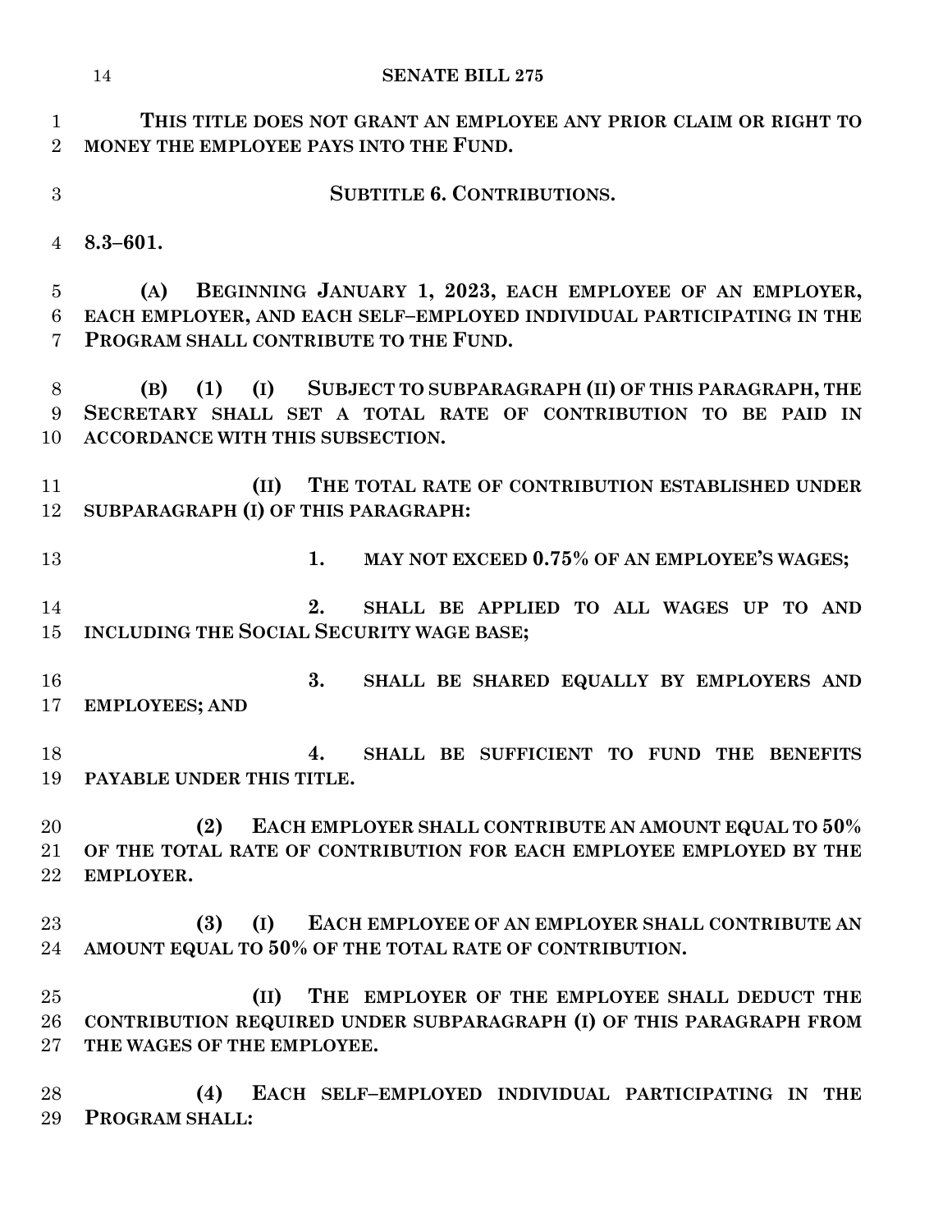**THIS TITLE DOES NOT GRANT AN EMPLOYEE ANY PRIOR CLAIM OR RIGHT TO MONEY THE EMPLOYEE PAYS INTO THE FUND.**

**SUBTITLE 6. CONTRIBUTIONS.**

**8.3–601.**

**(A) BEGINNING JANUARY 1, 2023, EACH EMPLOYEE OF AN EMPLOYER, EACH EMPLOYER, AND EACH SELF–EMPLOYED INDIVIDUAL PARTICIPATING IN THE PROGRAM SHALL CONTRIBUTE TO THE FUND.**

**(B) (1) (I) SUBJECT TO SUBPARAGRAPH (II) OF THIS PARAGRAPH, THE SECRETARY SHALL SET A TOTAL RATE OF CONTRIBUTION TO BE PAID IN ACCORDANCE WITH THIS SUBSECTION.**

**(II) THE TOTAL RATE OF CONTRIBUTION ESTABLISHED UNDER SUBPARAGRAPH (I) OF THIS PARAGRAPH:**

**1. MAY NOT EXCEED 0.75% OF AN EMPLOYEE'S WAGES;**

**2. SHALL BE APPLIED TO ALL WAGES UP TO AND INCLUDING THE SOCIAL SECURITY WAGE BASE;**

**3. SHALL BE SHARED EQUALLY BY EMPLOYERS AND EMPLOYEES; AND**

**4. SHALL BE SUFFICIENT TO FUND THE BENEFITS PAYABLE UNDER THIS TITLE.**

**(2) EACH EMPLOYER SHALL CONTRIBUTE AN AMOUNT EQUAL TO 50% OF THE TOTAL RATE OF CONTRIBUTION FOR EACH EMPLOYEE EMPLOYED BY THE EMPLOYER.**

**(3) (I) EACH EMPLOYEE OF AN EMPLOYER SHALL CONTRIBUTE AN AMOUNT EQUAL TO 50% OF THE TOTAL RATE OF CONTRIBUTION.**

**(II) THE EMPLOYER OF THE EMPLOYEE SHALL DEDUCT THE CONTRIBUTION REQUIRED UNDER SUBPARAGRAPH (I) OF THIS PARAGRAPH FROM THE WAGES OF THE EMPLOYEE.**

**(4) EACH SELF–EMPLOYED INDIVIDUAL PARTICIPATING IN THE PROGRAM SHALL:**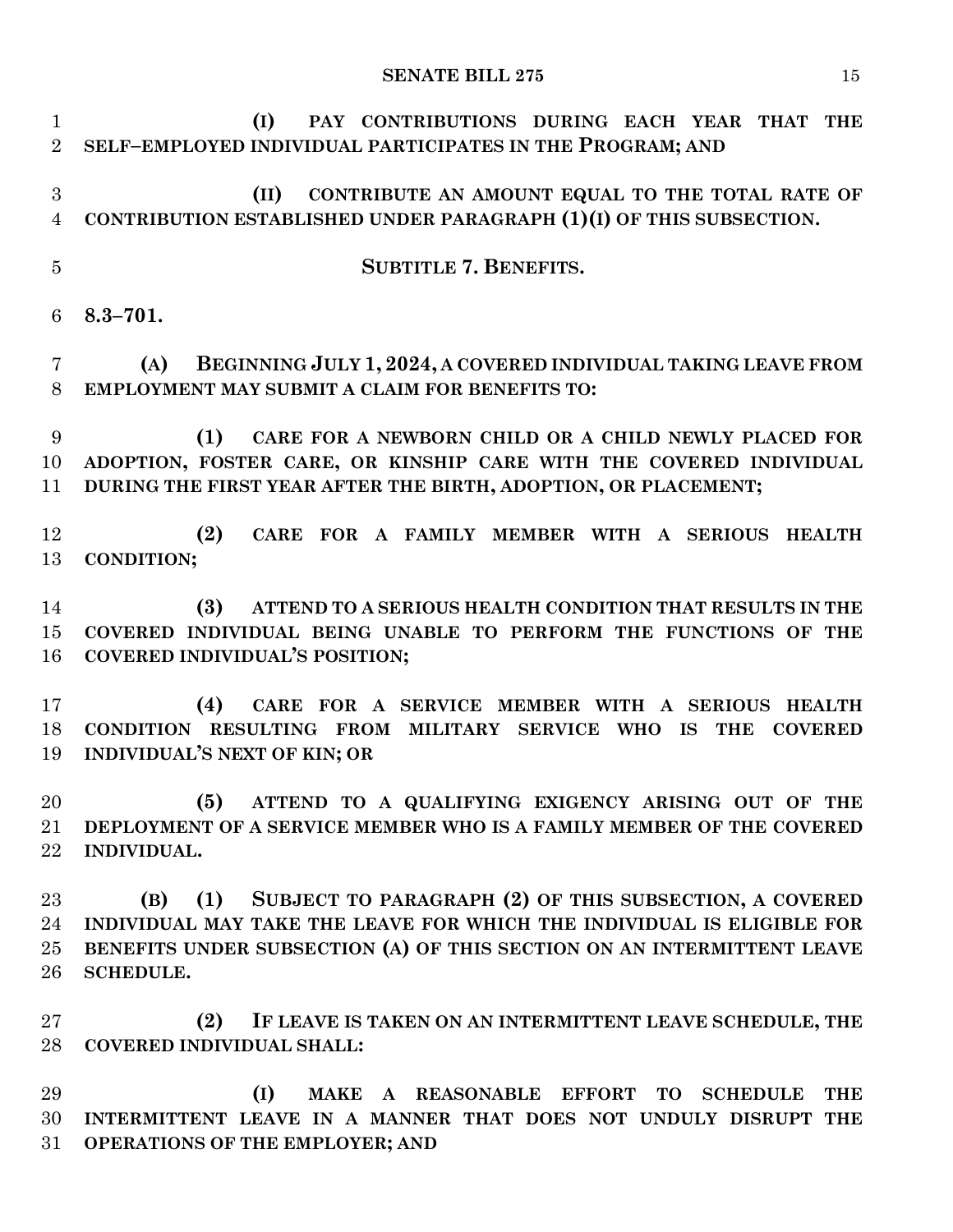**(I) PAY CONTRIBUTIONS DURING EACH YEAR THAT THE SELF–EMPLOYED INDIVIDUAL PARTICIPATES IN THE PROGRAM; AND**

**(II) CONTRIBUTE AN AMOUNT EQUAL TO THE TOTAL RATE OF CONTRIBUTION ESTABLISHED UNDER PARAGRAPH (1)(I) OF THIS SUBSECTION.**

## SUBTITLE 7. BENEFITS.

**8.3–701.**

**(A) BEGINNING JULY 1, 2024, A COVERED INDIVIDUAL TAKING LEAVE FROM EMPLOYMENT MAY SUBMIT A CLAIM FOR BENEFITS TO:**

**(1) CARE FOR A NEWBORN CHILD OR A CHILD NEWLY PLACED FOR ADOPTION, FOSTER CARE, OR KINSHIP CARE WITH THE COVERED INDIVIDUAL DURING THE FIRST YEAR AFTER THE BIRTH, ADOPTION, OR PLACEMENT;**

**(2) CARE FOR A FAMILY MEMBER WITH A SERIOUS HEALTH CONDITION;**

**(3) ATTEND TO A SERIOUS HEALTH CONDITION THAT RESULTS IN THE COVERED INDIVIDUAL BEING UNABLE TO PERFORM THE FUNCTIONS OF THE COVERED INDIVIDUAL'S POSITION;**

**(4) CARE FOR A SERVICE MEMBER WITH A SERIOUS HEALTH CONDITION RESULTING FROM MILITARY SERVICE WHO IS THE COVERED INDIVIDUAL'S NEXT OF KIN; OR**

**(5) ATTEND TO A QUALIFYING EXIGENCY ARISING OUT OF THE DEPLOYMENT OF A SERVICE MEMBER WHO IS A FAMILY MEMBER OF THE COVERED INDIVIDUAL.**

**(B) (1) SUBJECT TO PARAGRAPH (2) OF THIS SUBSECTION, A COVERED INDIVIDUAL MAY TAKE THE LEAVE FOR WHICH THE INDIVIDUAL IS ELIGIBLE FOR BENEFITS UNDER SUBSECTION (A) OF THIS SECTION ON AN INTERMITTENT LEAVE SCHEDULE.**

**(2) IF LEAVE IS TAKEN ON AN INTERMITTENT LEAVE SCHEDULE, THE COVERED INDIVIDUAL SHALL:**

**(I) MAKE A REASONABLE EFFORT TO SCHEDULE THE INTERMITTENT LEAVE IN A MANNER THAT DOES NOT UNDULY DISRUPT THE OPERATIONS OF THE EMPLOYER; AND**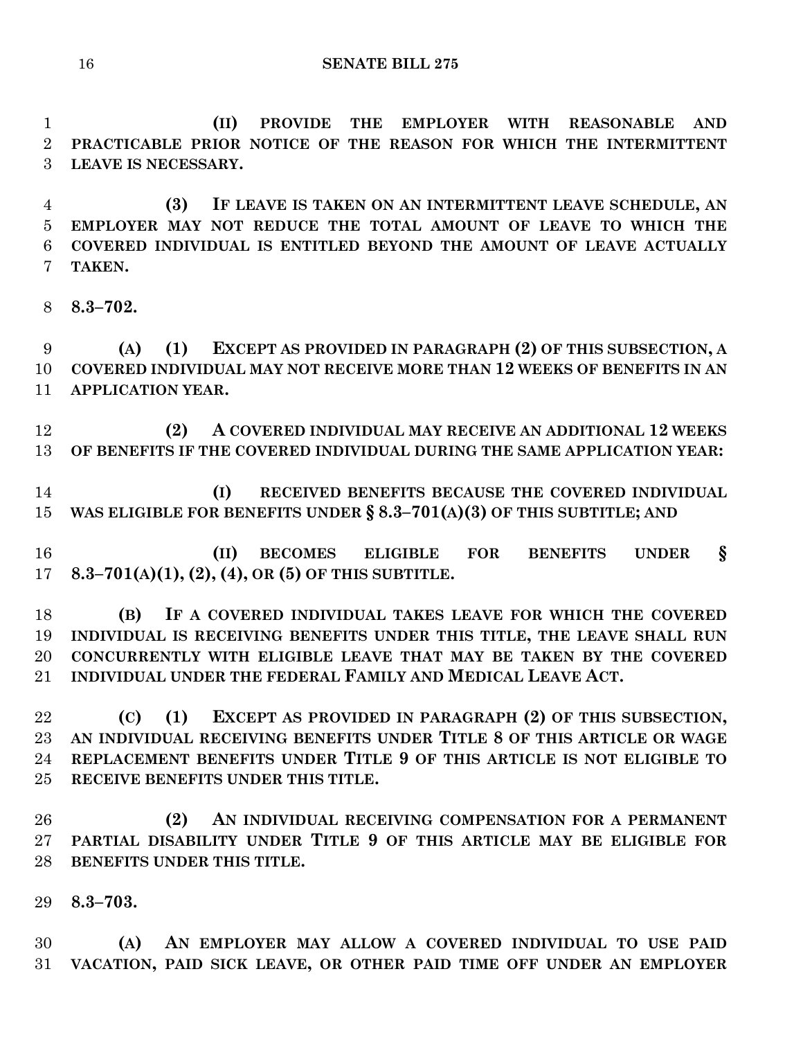**(II) PROVIDE THE EMPLOYER WITH REASONABLE AND PRACTICABLE PRIOR NOTICE OF THE REASON FOR WHICH THE INTERMITTENT LEAVE IS NECESSARY.**

**(3) IF LEAVE IS TAKEN ON AN INTERMITTENT LEAVE SCHEDULE, AN EMPLOYER MAY NOT REDUCE THE TOTAL AMOUNT OF LEAVE TO WHICH THE COVERED INDIVIDUAL IS ENTITLED BEYOND THE AMOUNT OF LEAVE ACTUALLY TAKEN.**

**8.3–702.**

**(A) (1) EXCEPT AS PROVIDED IN PARAGRAPH (2) OF THIS SUBSECTION, A COVERED INDIVIDUAL MAY NOT RECEIVE MORE THAN 12 WEEKS OF BENEFITS IN AN APPLICATION YEAR.**

**(2) A COVERED INDIVIDUAL MAY RECEIVE AN ADDITIONAL 12 WEEKS OF BENEFITS IF THE COVERED INDIVIDUAL DURING THE SAME APPLICATION YEAR:**

**(I) RECEIVED BENEFITS BECAUSE THE COVERED INDIVIDUAL WAS ELIGIBLE FOR BENEFITS UNDER § 8.3–701(A)(3) OF THIS SUBTITLE; AND**

**(II) BECOMES ELIGIBLE FOR BENEFITS UNDER § 8.3–701(A)(1), (2), (4), OR (5) OF THIS SUBTITLE.**

**(B) IF A COVERED INDIVIDUAL TAKES LEAVE FOR WHICH THE COVERED INDIVIDUAL IS RECEIVING BENEFITS UNDER THIS TITLE, THE LEAVE SHALL RUN CONCURRENTLY WITH ELIGIBLE LEAVE THAT MAY BE TAKEN BY THE COVERED INDIVIDUAL UNDER THE FEDERAL FAMILY AND MEDICAL LEAVE ACT.**

**(C) (1) EXCEPT AS PROVIDED IN PARAGRAPH (2) OF THIS SUBSECTION, AN INDIVIDUAL RECEIVING BENEFITS UNDER TITLE 8 OF THIS ARTICLE OR WAGE REPLACEMENT BENEFITS UNDER TITLE 9 OF THIS ARTICLE IS NOT ELIGIBLE TO RECEIVE BENEFITS UNDER THIS TITLE.**

**(2) AN INDIVIDUAL RECEIVING COMPENSATION FOR A PERMANENT PARTIAL DISABILITY UNDER TITLE 9 OF THIS ARTICLE MAY BE ELIGIBLE FOR BENEFITS UNDER THIS TITLE.**

**8.3–703.**

**(A) AN EMPLOYER MAY ALLOW A COVERED INDIVIDUAL TO USE PAID VACATION, PAID SICK LEAVE, OR OTHER PAID TIME OFF UNDER AN EMPLOYER**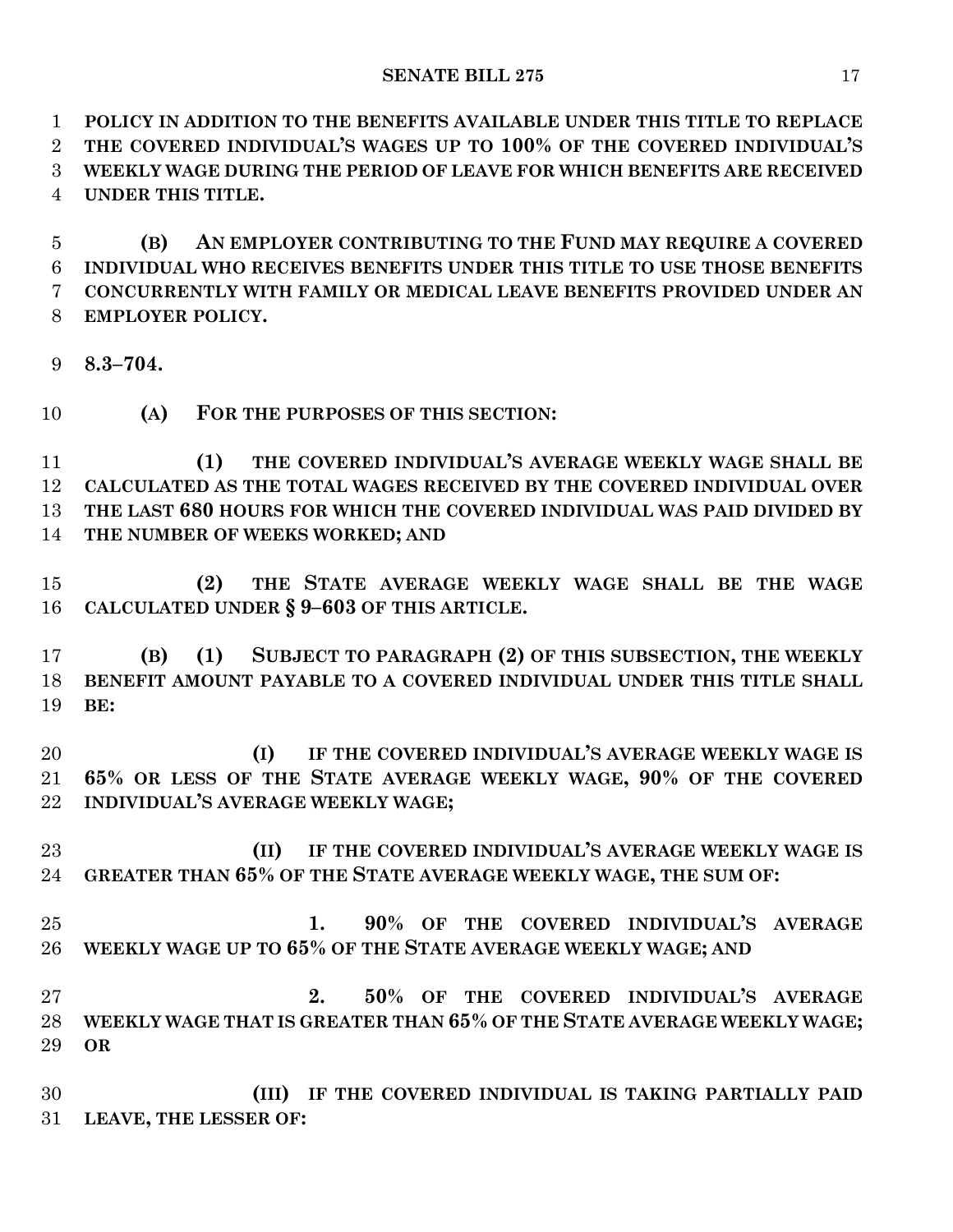**POLICY IN ADDITION TO THE BENEFITS AVAILABLE UNDER THIS TITLE TO REPLACE THE COVERED INDIVIDUAL'S WAGES UP TO 100% OF THE COVERED INDIVIDUAL'S WEEKLY WAGE DURING THE PERIOD OF LEAVE FOR WHICH BENEFITS ARE RECEIVED UNDER THIS TITLE.**

**(B) AN EMPLOYER CONTRIBUTING TO THE FUND MAY REQUIRE A COVERED INDIVIDUAL WHO RECEIVES BENEFITS UNDER THIS TITLE TO USE THOSE BENEFITS CONCURRENTLY WITH FAMILY OR MEDICAL LEAVE BENEFITS PROVIDED UNDER AN EMPLOYER POLICY.**

**8.3–704.**

**(A) FOR THE PURPOSES OF THIS SECTION:**

**(1) THE COVERED INDIVIDUAL'S AVERAGE WEEKLY WAGE SHALL BE CALCULATED AS THE TOTAL WAGES RECEIVED BY THE COVERED INDIVIDUAL OVER THE LAST 680 HOURS FOR WHICH THE COVERED INDIVIDUAL WAS PAID DIVIDED BY THE NUMBER OF WEEKS WORKED; AND**

**(2) THE STATE AVERAGE WEEKLY WAGE SHALL BE THE WAGE CALCULATED UNDER § 9–603 OF THIS ARTICLE.**

**(B) (1) SUBJECT TO PARAGRAPH (2) OF THIS SUBSECTION, THE WEEKLY BENEFIT AMOUNT PAYABLE TO A COVERED INDIVIDUAL UNDER THIS TITLE SHALL BE:**

**(I) IF THE COVERED INDIVIDUAL'S AVERAGE WEEKLY WAGE IS 65% OR LESS OF THE STATE AVERAGE WEEKLY WAGE, 90% OF THE COVERED INDIVIDUAL'S AVERAGE WEEKLY WAGE;**

**(II) IF THE COVERED INDIVIDUAL'S AVERAGE WEEKLY WAGE IS GREATER THAN 65% OF THE STATE AVERAGE WEEKLY WAGE, THE SUM OF:**

**1. 90% OF THE COVERED INDIVIDUAL'S AVERAGE WEEKLY WAGE UP TO 65% OF THE STATE AVERAGE WEEKLY WAGE; AND**

**2. 50% OF THE COVERED INDIVIDUAL'S AVERAGE WEEKLY WAGE THAT IS GREATER THAN 65% OF THE STATE AVERAGE WEEKLY WAGE; OR**

**(III) IF THE COVERED INDIVIDUAL IS TAKING PARTIALLY PAID LEAVE, THE LESSER OF:**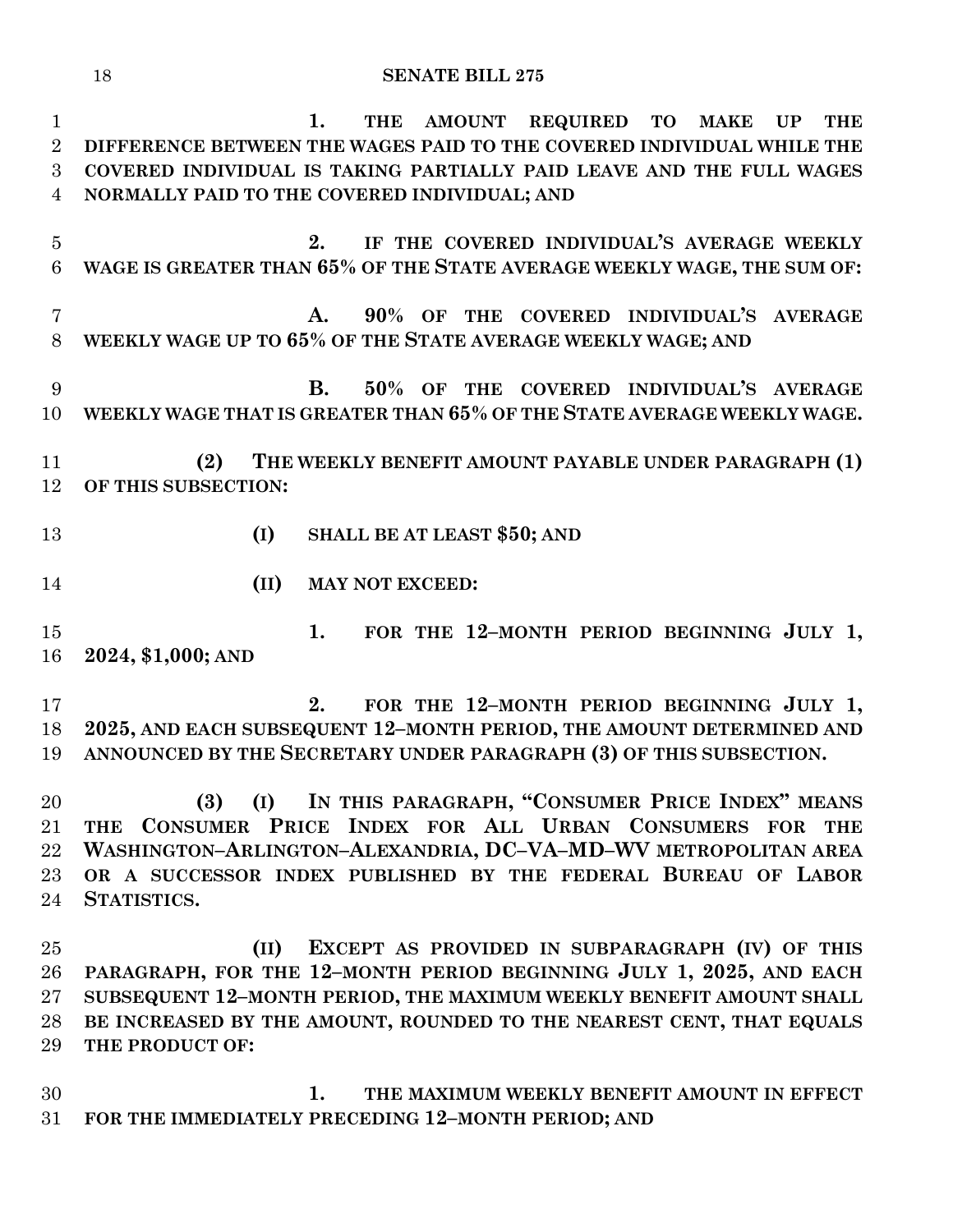**1. THE AMOUNT REQUIRED TO MAKE UP THE DIFFERENCE BETWEEN THE WAGES PAID TO THE COVERED INDIVIDUAL WHILE THE COVERED INDIVIDUAL IS TAKING PARTIALLY PAID LEAVE AND THE FULL WAGES NORMALLY PAID TO THE COVERED INDIVIDUAL; AND**

**2. IF THE COVERED INDIVIDUAL'S AVERAGE WEEKLY WAGE IS GREATER THAN 65% OF THE STATE AVERAGE WEEKLY WAGE, THE SUM OF:**

**A. 90% OF THE COVERED INDIVIDUAL'S AVERAGE WEEKLY WAGE UP TO 65% OF THE STATE AVERAGE WEEKLY WAGE; AND**

**B. 50% OF THE COVERED INDIVIDUAL'S AVERAGE WEEKLY WAGE THAT IS GREATER THAN 65% OF THE STATE AVERAGE WEEKLY WAGE.**

**(2) THE WEEKLY BENEFIT AMOUNT PAYABLE UNDER PARAGRAPH (1) OF THIS SUBSECTION:**

**(I) SHALL BE AT LEAST $50; AND**

**(II) MAY NOT EXCEED:**

**1. FOR THE 12–MONTH PERIOD BEGINNING JULY 1, 2024, $1,000; AND**

**2. FOR THE 12–MONTH PERIOD BEGINNING JULY 1, 2025, AND EACH SUBSEQUENT 12–MONTH PERIOD, THE AMOUNT DETERMINED AND ANNOUNCED BY THE SECRETARY UNDER PARAGRAPH (3) OF THIS SUBSECTION.**

**(3) (I) IN THIS PARAGRAPH, "CONSUMER PRICE INDEX" MEANS THE CONSUMER PRICE INDEX FOR ALL URBAN CONSUMERS FOR THE WASHINGTON–ARLINGTON–ALEXANDRIA, DC–VA–MD–WV METROPOLITAN AREA OR A SUCCESSOR INDEX PUBLISHED BY THE FEDERAL BUREAU OF LABOR STATISTICS.**

**(II) EXCEPT AS PROVIDED IN SUBPARAGRAPH (IV) OF THIS PARAGRAPH, FOR THE 12–MONTH PERIOD BEGINNING JULY 1, 2025, AND EACH SUBSEQUENT 12–MONTH PERIOD, THE MAXIMUM WEEKLY BENEFIT AMOUNT SHALL BE INCREASED BY THE AMOUNT, ROUNDED TO THE NEAREST CENT, THAT EQUALS THE PRODUCT OF:**

**1. THE MAXIMUM WEEKLY BENEFIT AMOUNT IN EFFECT FOR THE IMMEDIATELY PRECEDING 12–MONTH PERIOD; AND**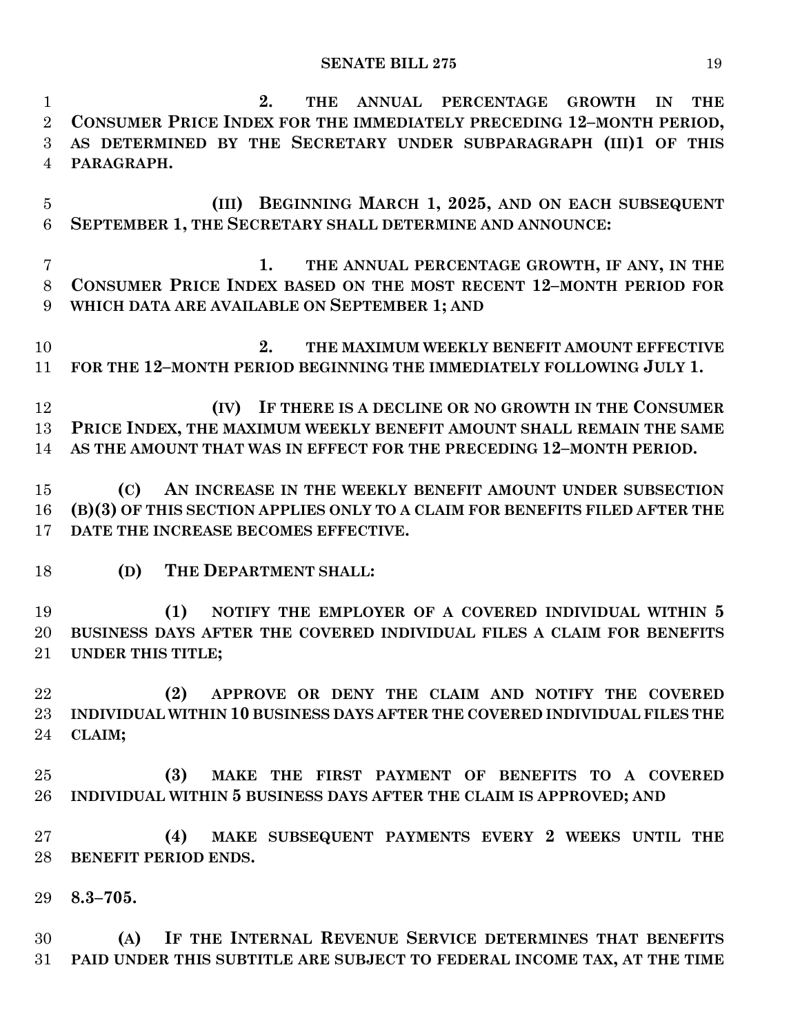2. THE ANNUAL PERCENTAGE GROWTH IN THE CONSUMER PRICE INDEX FOR THE IMMEDIATELY PRECEDING 12–MONTH PERIOD, AS DETERMINED BY THE SECRETARY UNDER SUBPARAGRAPH (III)1 OF THIS PARAGRAPH.

(III) BEGINNING MARCH 1, 2025, AND ON EACH SUBSEQUENT SEPTEMBER 1, THE SECRETARY SHALL DETERMINE AND ANNOUNCE:

1. THE ANNUAL PERCENTAGE GROWTH, IF ANY, IN THE CONSUMER PRICE INDEX BASED ON THE MOST RECENT 12–MONTH PERIOD FOR WHICH DATA ARE AVAILABLE ON SEPTEMBER 1; AND

2. THE MAXIMUM WEEKLY BENEFIT AMOUNT EFFECTIVE FOR THE 12–MONTH PERIOD BEGINNING THE IMMEDIATELY FOLLOWING JULY 1.

(IV) IF THERE IS A DECLINE OR NO GROWTH IN THE CONSUMER PRICE INDEX, THE MAXIMUM WEEKLY BENEFIT AMOUNT SHALL REMAIN THE SAME AS THE AMOUNT THAT WAS IN EFFECT FOR THE PRECEDING 12–MONTH PERIOD.

(C) AN INCREASE IN THE WEEKLY BENEFIT AMOUNT UNDER SUBSECTION (B)(3) OF THIS SECTION APPLIES ONLY TO A CLAIM FOR BENEFITS FILED AFTER THE DATE THE INCREASE BECOMES EFFECTIVE.

(D) THE DEPARTMENT SHALL:

(1) NOTIFY THE EMPLOYER OF A COVERED INDIVIDUAL WITHIN 5 BUSINESS DAYS AFTER THE COVERED INDIVIDUAL FILES A CLAIM FOR BENEFITS UNDER THIS TITLE;

(2) APPROVE OR DENY THE CLAIM AND NOTIFY THE COVERED INDIVIDUAL WITHIN 10 BUSINESS DAYS AFTER THE COVERED INDIVIDUAL FILES THE CLAIM;

(3) MAKE THE FIRST PAYMENT OF BENEFITS TO A COVERED INDIVIDUAL WITHIN 5 BUSINESS DAYS AFTER THE CLAIM IS APPROVED; AND

(4) MAKE SUBSEQUENT PAYMENTS EVERY 2 WEEKS UNTIL THE BENEFIT PERIOD ENDS.

**8.3–705.**

(A) IF THE INTERNAL REVENUE SERVICE DETERMINES THAT BENEFITS PAID UNDER THIS SUBTITLE ARE SUBJECT TO FEDERAL INCOME TAX, AT THE TIME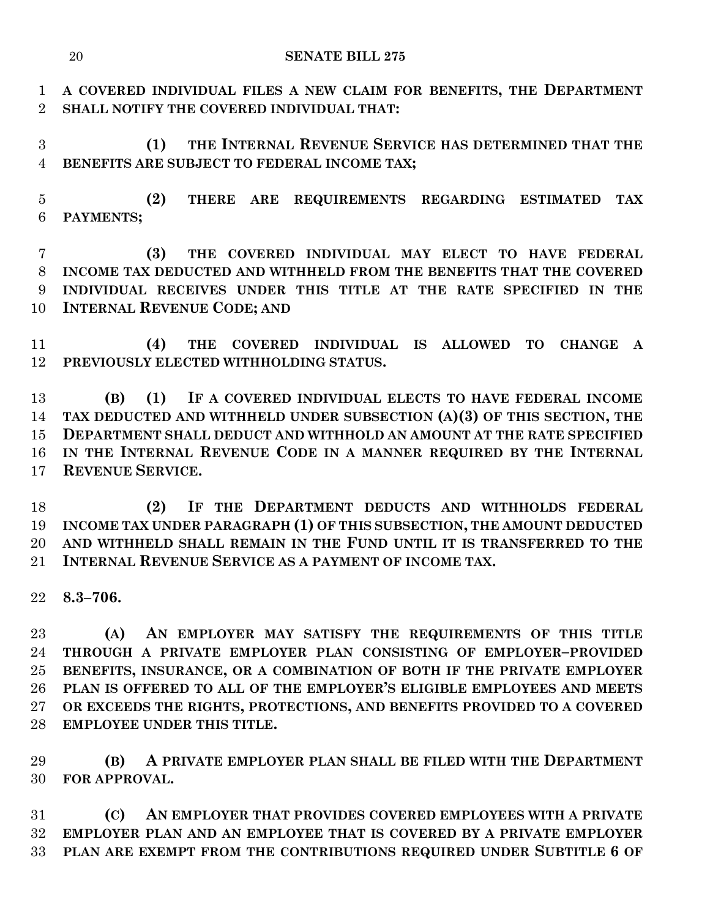**A COVERED INDIVIDUAL FILES A NEW CLAIM FOR BENEFITS, THE DEPARTMENT SHALL NOTIFY THE COVERED INDIVIDUAL THAT:**

**(1) THE INTERNAL REVENUE SERVICE HAS DETERMINED THAT THE BENEFITS ARE SUBJECT TO FEDERAL INCOME TAX;**

**(2) THERE ARE REQUIREMENTS REGARDING ESTIMATED TAX PAYMENTS;**

**(3) THE COVERED INDIVIDUAL MAY ELECT TO HAVE FEDERAL INCOME TAX DEDUCTED AND WITHHELD FROM THE BENEFITS THAT THE COVERED INDIVIDUAL RECEIVES UNDER THIS TITLE AT THE RATE SPECIFIED IN THE INTERNAL REVENUE CODE; AND**

**(4) THE COVERED INDIVIDUAL IS ALLOWED TO CHANGE A PREVIOUSLY ELECTED WITHHOLDING STATUS.**

**(B) (1) IF A COVERED INDIVIDUAL ELECTS TO HAVE FEDERAL INCOME TAX DEDUCTED AND WITHHELD UNDER SUBSECTION (A)(3) OF THIS SECTION, THE DEPARTMENT SHALL DEDUCT AND WITHHOLD AN AMOUNT AT THE RATE SPECIFIED IN THE INTERNAL REVENUE CODE IN A MANNER REQUIRED BY THE INTERNAL REVENUE SERVICE.**

**(2) IF THE DEPARTMENT DEDUCTS AND WITHHOLDS FEDERAL INCOME TAX UNDER PARAGRAPH (1) OF THIS SUBSECTION, THE AMOUNT DEDUCTED AND WITHHELD SHALL REMAIN IN THE FUND UNTIL IT IS TRANSFERRED TO THE INTERNAL REVENUE SERVICE AS A PAYMENT OF INCOME TAX.**

**8.3–706.**

**(A) AN EMPLOYER MAY SATISFY THE REQUIREMENTS OF THIS TITLE THROUGH A PRIVATE EMPLOYER PLAN CONSISTING OF EMPLOYER–PROVIDED BENEFITS, INSURANCE, OR A COMBINATION OF BOTH IF THE PRIVATE EMPLOYER PLAN IS OFFERED TO ALL OF THE EMPLOYER'S ELIGIBLE EMPLOYEES AND MEETS OR EXCEEDS THE RIGHTS, PROTECTIONS, AND BENEFITS PROVIDED TO A COVERED EMPLOYEE UNDER THIS TITLE.**

**(B) A PRIVATE EMPLOYER PLAN SHALL BE FILED WITH THE DEPARTMENT FOR APPROVAL.**

**(C) AN EMPLOYER THAT PROVIDES COVERED EMPLOYEES WITH A PRIVATE EMPLOYER PLAN AND AN EMPLOYEE THAT IS COVERED BY A PRIVATE EMPLOYER PLAN ARE EXEMPT FROM THE CONTRIBUTIONS REQUIRED UNDER SUBTITLE 6 OF**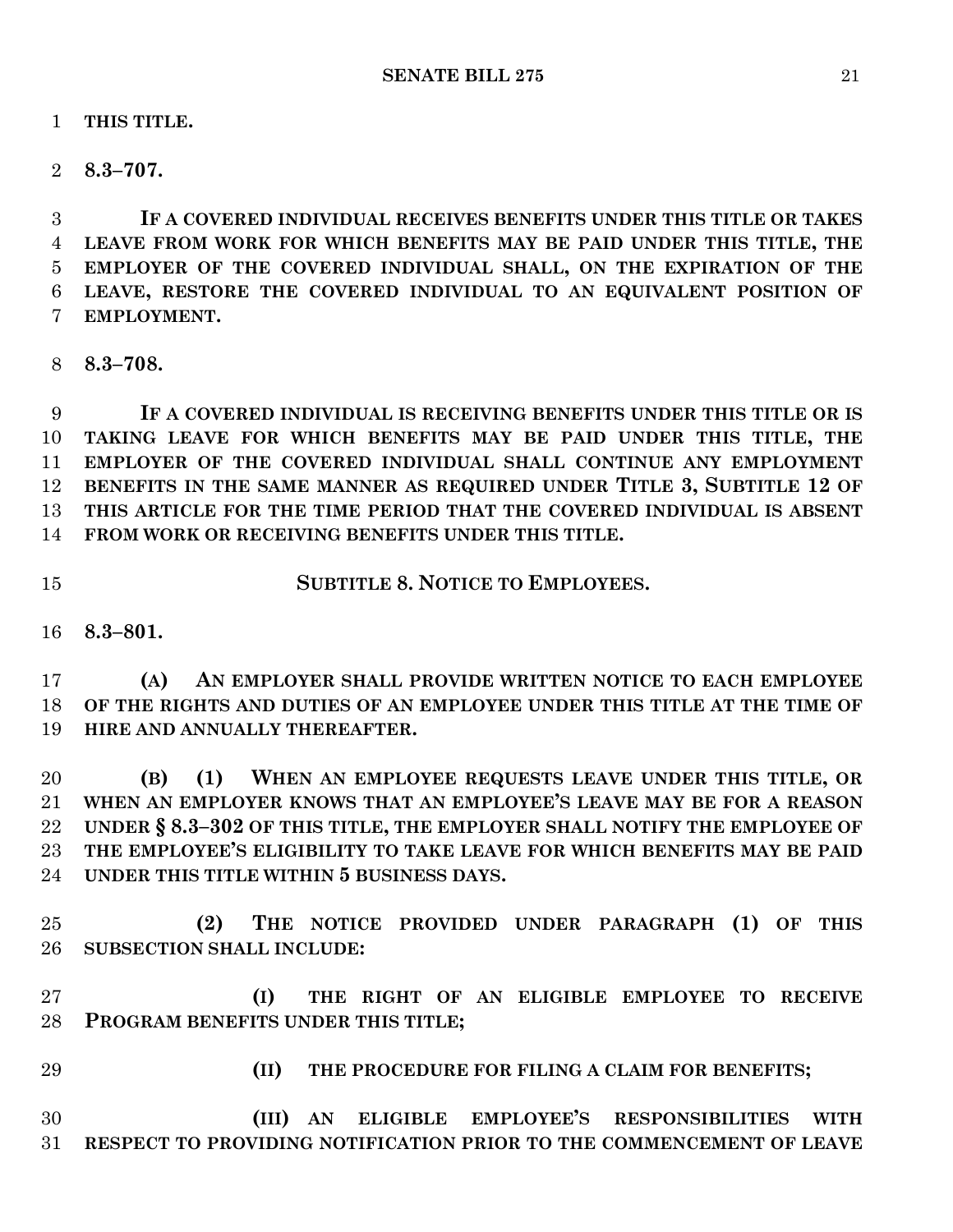**THIS TITLE.**

**8.3–707.**

**IF A COVERED INDIVIDUAL RECEIVES BENEFITS UNDER THIS TITLE OR TAKES LEAVE FROM WORK FOR WHICH BENEFITS MAY BE PAID UNDER THIS TITLE, THE EMPLOYER OF THE COVERED INDIVIDUAL SHALL, ON THE EXPIRATION OF THE LEAVE, RESTORE THE COVERED INDIVIDUAL TO AN EQUIVALENT POSITION OF EMPLOYMENT.**

**8.3–708.**

**IF A COVERED INDIVIDUAL IS RECEIVING BENEFITS UNDER THIS TITLE OR IS TAKING LEAVE FOR WHICH BENEFITS MAY BE PAID UNDER THIS TITLE, THE EMPLOYER OF THE COVERED INDIVIDUAL SHALL CONTINUE ANY EMPLOYMENT BENEFITS IN THE SAME MANNER AS REQUIRED UNDER TITLE 3, SUBTITLE 12 OF THIS ARTICLE FOR THE TIME PERIOD THAT THE COVERED INDIVIDUAL IS ABSENT FROM WORK OR RECEIVING BENEFITS UNDER THIS TITLE.**

**SUBTITLE 8. NOTICE TO EMPLOYEES.**

**8.3–801.**

**(A) AN EMPLOYER SHALL PROVIDE WRITTEN NOTICE TO EACH EMPLOYEE OF THE RIGHTS AND DUTIES OF AN EMPLOYEE UNDER THIS TITLE AT THE TIME OF HIRE AND ANNUALLY THEREAFTER.**

**(B) (1) WHEN AN EMPLOYEE REQUESTS LEAVE UNDER THIS TITLE, OR WHEN AN EMPLOYER KNOWS THAT AN EMPLOYEE'S LEAVE MAY BE FOR A REASON UNDER § 8.3–302 OF THIS TITLE, THE EMPLOYER SHALL NOTIFY THE EMPLOYEE OF THE EMPLOYEE'S ELIGIBILITY TO TAKE LEAVE FOR WHICH BENEFITS MAY BE PAID UNDER THIS TITLE WITHIN 5 BUSINESS DAYS.**

**(2) THE NOTICE PROVIDED UNDER PARAGRAPH (1) OF THIS SUBSECTION SHALL INCLUDE:**

**(I) THE RIGHT OF AN ELIGIBLE EMPLOYEE TO RECEIVE PROGRAM BENEFITS UNDER THIS TITLE;**

**(II) THE PROCEDURE FOR FILING A CLAIM FOR BENEFITS;**

**(III) AN ELIGIBLE EMPLOYEE'S RESPONSIBILITIES WITH RESPECT TO PROVIDING NOTIFICATION PRIOR TO THE COMMENCEMENT OF LEAVE**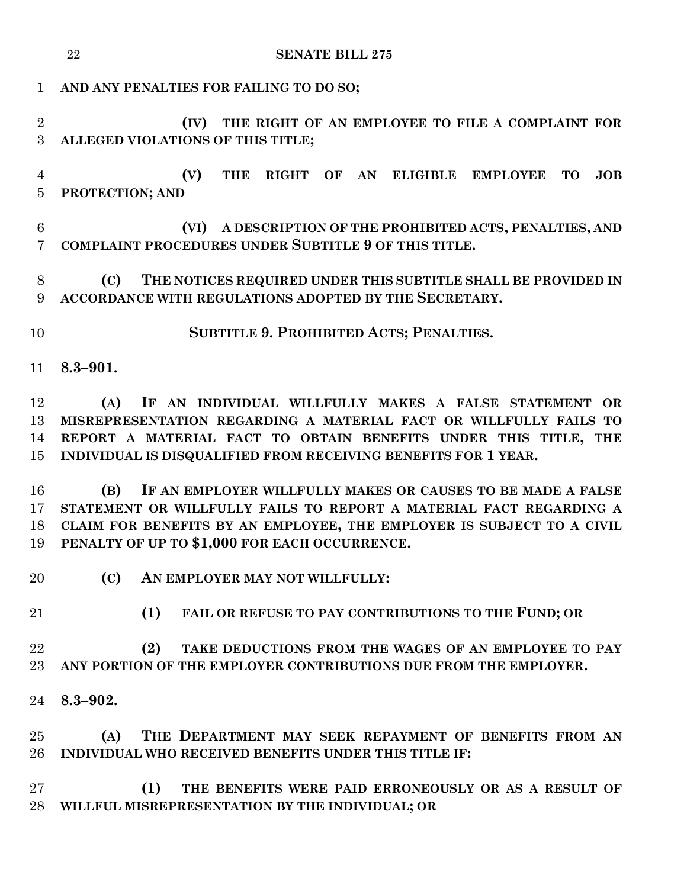**AND ANY PENALTIES FOR FAILING TO DO SO;**

**(IV) THE RIGHT OF AN EMPLOYEE TO FILE A COMPLAINT FOR ALLEGED VIOLATIONS OF THIS TITLE;**

**(V) THE RIGHT OF AN ELIGIBLE EMPLOYEE TO JOB PROTECTION; AND**

**(VI) A DESCRIPTION OF THE PROHIBITED ACTS, PENALTIES, AND COMPLAINT PROCEDURES UNDER SUBTITLE 9 OF THIS TITLE.**

**(C) THE NOTICES REQUIRED UNDER THIS SUBTITLE SHALL BE PROVIDED IN ACCORDANCE WITH REGULATIONS ADOPTED BY THE SECRETARY.**

## SUBTITLE 9. PROHIBITED ACTS; PENALTIES.

**8.3–901.**

**(A) IF AN INDIVIDUAL WILLFULLY MAKES A FALSE STATEMENT OR MISREPRESENTATION REGARDING A MATERIAL FACT OR WILLFULLY FAILS TO REPORT A MATERIAL FACT TO OBTAIN BENEFITS UNDER THIS TITLE, THE INDIVIDUAL IS DISQUALIFIED FROM RECEIVING BENEFITS FOR 1 YEAR.**

**(B) IF AN EMPLOYER WILLFULLY MAKES OR CAUSES TO BE MADE A FALSE STATEMENT OR WILLFULLY FAILS TO REPORT A MATERIAL FACT REGARDING A CLAIM FOR BENEFITS BY AN EMPLOYEE, THE EMPLOYER IS SUBJECT TO A CIVIL PENALTY OF UP TO $1,000 FOR EACH OCCURRENCE.**

**(C) AN EMPLOYER MAY NOT WILLFULLY:**

**(1) FAIL OR REFUSE TO PAY CONTRIBUTIONS TO THE FUND; OR**

**(2) TAKE DEDUCTIONS FROM THE WAGES OF AN EMPLOYEE TO PAY ANY PORTION OF THE EMPLOYER CONTRIBUTIONS DUE FROM THE EMPLOYER.**

**8.3–902.**

**(A) THE DEPARTMENT MAY SEEK REPAYMENT OF BENEFITS FROM AN INDIVIDUAL WHO RECEIVED BENEFITS UNDER THIS TITLE IF:**

**(1) THE BENEFITS WERE PAID ERRONEOUSLY OR AS A RESULT OF WILLFUL MISREPRESENTATION BY THE INDIVIDUAL; OR**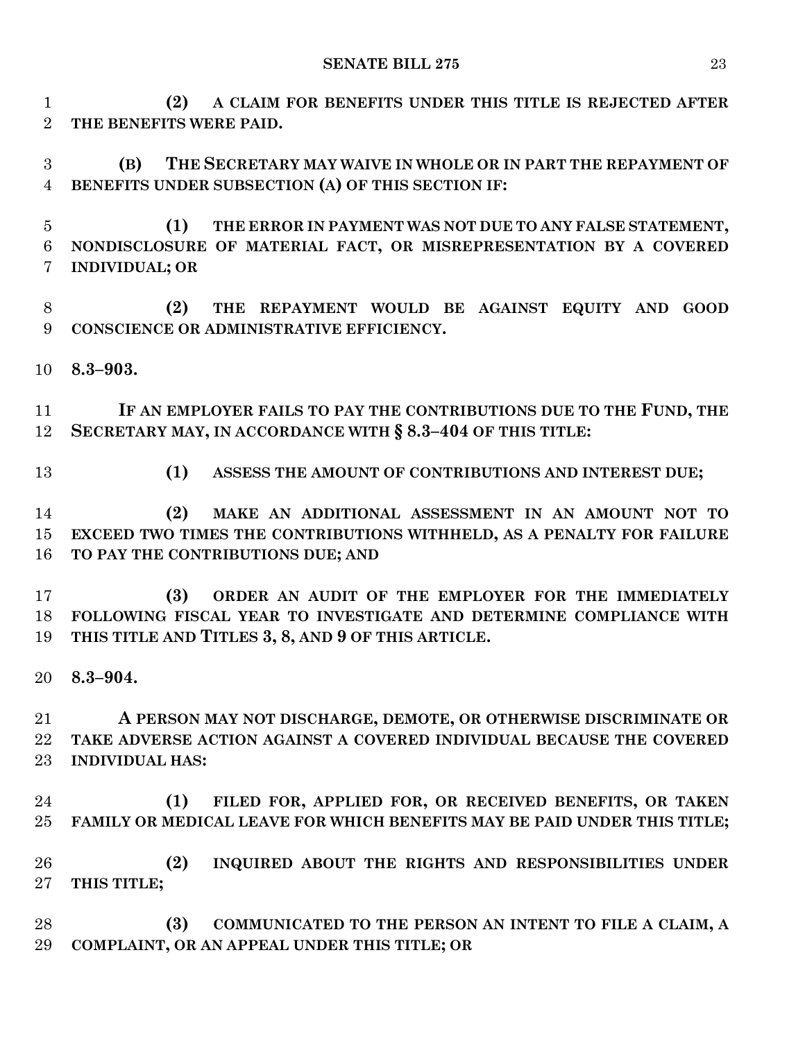**(2) A CLAIM FOR BENEFITS UNDER THIS TITLE IS REJECTED AFTER THE BENEFITS WERE PAID.**

**(B) THE SECRETARY MAY WAIVE IN WHOLE OR IN PART THE REPAYMENT OF BENEFITS UNDER SUBSECTION (A) OF THIS SECTION IF:**

**(1) THE ERROR IN PAYMENT WAS NOT DUE TO ANY FALSE STATEMENT, NONDISCLOSURE OF MATERIAL FACT, OR MISREPRESENTATION BY A COVERED INDIVIDUAL; OR**

**(2) THE REPAYMENT WOULD BE AGAINST EQUITY AND GOOD CONSCIENCE OR ADMINISTRATIVE EFFICIENCY.**

**8.3–903.**

**IF AN EMPLOYER FAILS TO PAY THE CONTRIBUTIONS DUE TO THE FUND, THE SECRETARY MAY, IN ACCORDANCE WITH § 8.3–404 OF THIS TITLE:**

**(1) ASSESS THE AMOUNT OF CONTRIBUTIONS AND INTEREST DUE;**

**(2) MAKE AN ADDITIONAL ASSESSMENT IN AN AMOUNT NOT TO EXCEED TWO TIMES THE CONTRIBUTIONS WITHHELD, AS A PENALTY FOR FAILURE TO PAY THE CONTRIBUTIONS DUE; AND**

**(3) ORDER AN AUDIT OF THE EMPLOYER FOR THE IMMEDIATELY FOLLOWING FISCAL YEAR TO INVESTIGATE AND DETERMINE COMPLIANCE WITH THIS TITLE AND TITLES 3, 8, AND 9 OF THIS ARTICLE.**

**8.3–904.**

**A PERSON MAY NOT DISCHARGE, DEMOTE, OR OTHERWISE DISCRIMINATE OR TAKE ADVERSE ACTION AGAINST A COVERED INDIVIDUAL BECAUSE THE COVERED INDIVIDUAL HAS:**

**(1) FILED FOR, APPLIED FOR, OR RECEIVED BENEFITS, OR TAKEN FAMILY OR MEDICAL LEAVE FOR WHICH BENEFITS MAY BE PAID UNDER THIS TITLE;**

**(2) INQUIRED ABOUT THE RIGHTS AND RESPONSIBILITIES UNDER THIS TITLE;**

**(3) COMMUNICATED TO THE PERSON AN INTENT TO FILE A CLAIM, A COMPLAINT, OR AN APPEAL UNDER THIS TITLE; OR**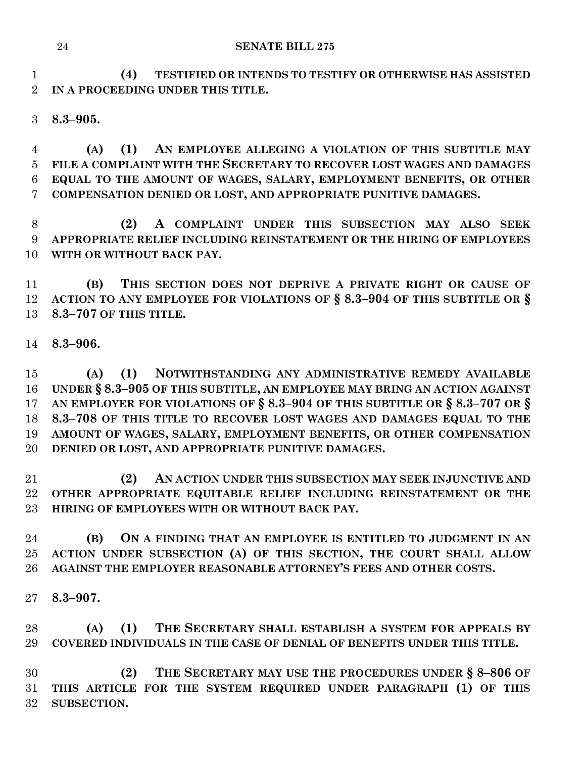**(4) TESTIFIED OR INTENDS TO TESTIFY OR OTHERWISE HAS ASSISTED IN A PROCEEDING UNDER THIS TITLE.**

**8.3–905.**

**(A) (1) AN EMPLOYEE ALLEGING A VIOLATION OF THIS SUBTITLE MAY FILE A COMPLAINT WITH THE SECRETARY TO RECOVER LOST WAGES AND DAMAGES EQUAL TO THE AMOUNT OF WAGES, SALARY, EMPLOYMENT BENEFITS, OR OTHER COMPENSATION DENIED OR LOST, AND APPROPRIATE PUNITIVE DAMAGES.**

**(2) A COMPLAINT UNDER THIS SUBSECTION MAY ALSO SEEK APPROPRIATE RELIEF INCLUDING REINSTATEMENT OR THE HIRING OF EMPLOYEES WITH OR WITHOUT BACK PAY.**

**(B) THIS SECTION DOES NOT DEPRIVE A PRIVATE RIGHT OR CAUSE OF ACTION TO ANY EMPLOYEE FOR VIOLATIONS OF § 8.3–904 OF THIS SUBTITLE OR § 8.3–707 OF THIS TITLE.**

**8.3–906.**

**(A) (1) NOTWITHSTANDING ANY ADMINISTRATIVE REMEDY AVAILABLE UNDER § 8.3–905 OF THIS SUBTITLE, AN EMPLOYEE MAY BRING AN ACTION AGAINST AN EMPLOYER FOR VIOLATIONS OF § 8.3–904 OF THIS SUBTITLE OR § 8.3–707 OR § 8.3–708 OF THIS TITLE TO RECOVER LOST WAGES AND DAMAGES EQUAL TO THE AMOUNT OF WAGES, SALARY, EMPLOYMENT BENEFITS, OR OTHER COMPENSATION DENIED OR LOST, AND APPROPRIATE PUNITIVE DAMAGES.**

**(2) AN ACTION UNDER THIS SUBSECTION MAY SEEK INJUNCTIVE AND OTHER APPROPRIATE EQUITABLE RELIEF INCLUDING REINSTATEMENT OR THE HIRING OF EMPLOYEES WITH OR WITHOUT BACK PAY.**

**(B) ON A FINDING THAT AN EMPLOYEE IS ENTITLED TO JUDGMENT IN AN ACTION UNDER SUBSECTION (A) OF THIS SECTION, THE COURT SHALL ALLOW AGAINST THE EMPLOYER REASONABLE ATTORNEY'S FEES AND OTHER COSTS.**

**8.3–907.**

**(A) (1) THE SECRETARY SHALL ESTABLISH A SYSTEM FOR APPEALS BY COVERED INDIVIDUALS IN THE CASE OF DENIAL OF BENEFITS UNDER THIS TITLE.**

**(2) THE SECRETARY MAY USE THE PROCEDURES UNDER § 8–806 OF THIS ARTICLE FOR THE SYSTEM REQUIRED UNDER PARAGRAPH (1) OF THIS SUBSECTION.**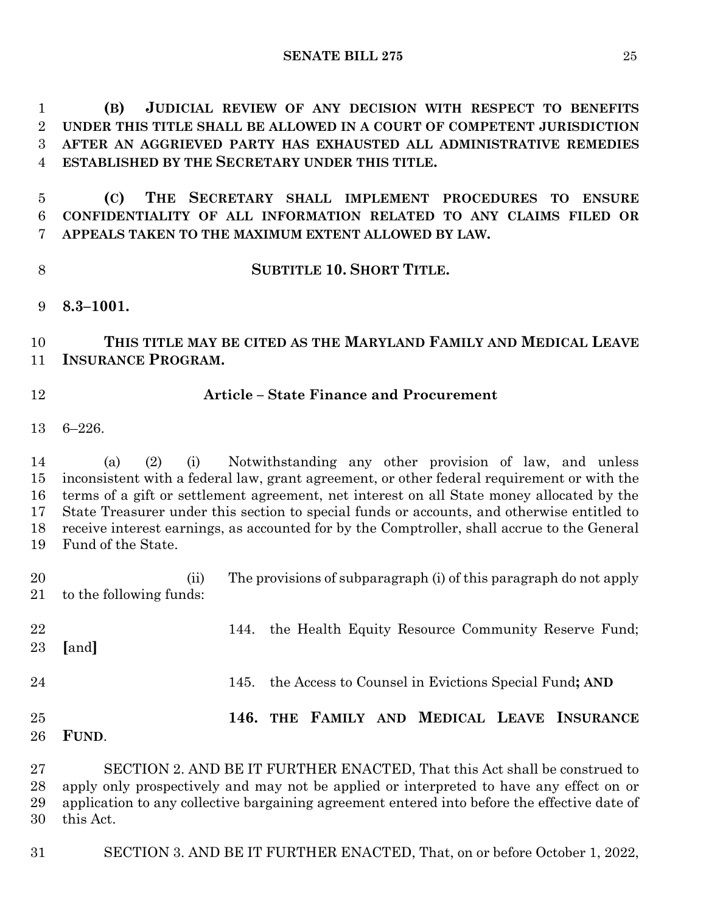**(B) JUDICIAL REVIEW OF ANY DECISION WITH RESPECT TO BENEFITS UNDER THIS TITLE SHALL BE ALLOWED IN A COURT OF COMPETENT JURISDICTION AFTER AN AGGRIEVED PARTY HAS EXHAUSTED ALL ADMINISTRATIVE REMEDIES ESTABLISHED BY THE SECRETARY UNDER THIS TITLE.**

**(C) THE SECRETARY SHALL IMPLEMENT PROCEDURES TO ENSURE CONFIDENTIALITY OF ALL INFORMATION RELATED TO ANY CLAIMS FILED OR APPEALS TAKEN TO THE MAXIMUM EXTENT ALLOWED BY LAW.**

**SUBTITLE 10. SHORT TITLE.**

**8.3–1001.**

**THIS TITLE MAY BE CITED AS THE MARYLAND FAMILY AND MEDICAL LEAVE INSURANCE PROGRAM.**

**Article – State Finance and Procurement**

6–226.

(a) (2) (i) Notwithstanding any other provision of law, and unless inconsistent with a federal law, grant agreement, or other federal requirement or with the terms of a gift or settlement agreement, net interest on all State money allocated by the State Treasurer under this section to special funds or accounts, and otherwise entitled to receive interest earnings, as accounted for by the Comptroller, shall accrue to the General Fund of the State.

(ii) The provisions of subparagraph (i) of this paragraph do not apply to the following funds:

144. the Health Equity Resource Community Reserve Fund; [and]

145. the Access to Counsel in Evictions Special Fund**; AND**

**146. THE FAMILY AND MEDICAL LEAVE INSURANCE FUND**.

SECTION 2. AND BE IT FURTHER ENACTED, That this Act shall be construed to apply only prospectively and may not be applied or interpreted to have any effect on or application to any collective bargaining agreement entered into before the effective date of this Act.

SECTION 3. AND BE IT FURTHER ENACTED, That, on or before October 1, 2022,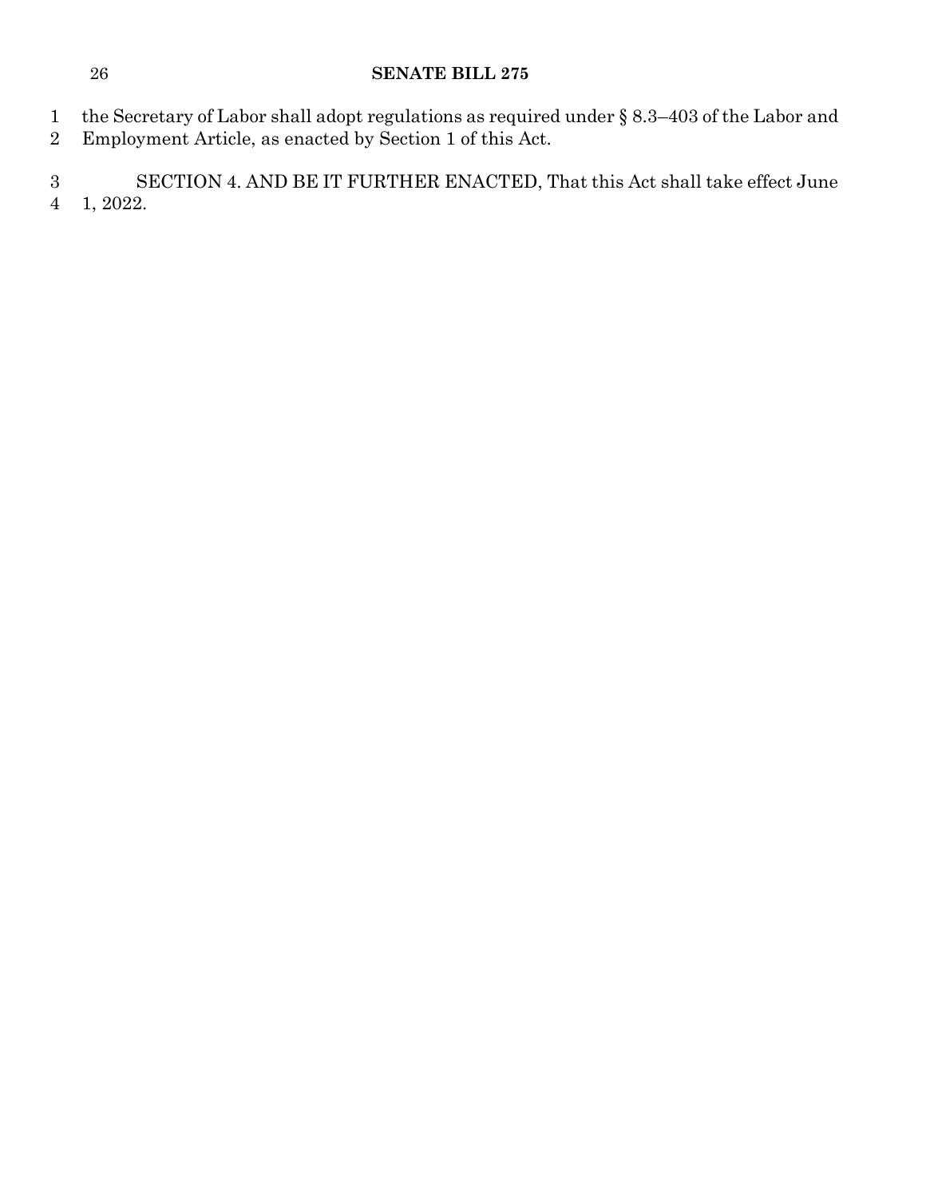the Secretary of Labor shall adopt regulations as required under § 8.3–403 of the Labor and Employment Article, as enacted by Section 1 of this Act.

SECTION 4. AND BE IT FURTHER ENACTED, That this Act shall take effect June 1, 2022.